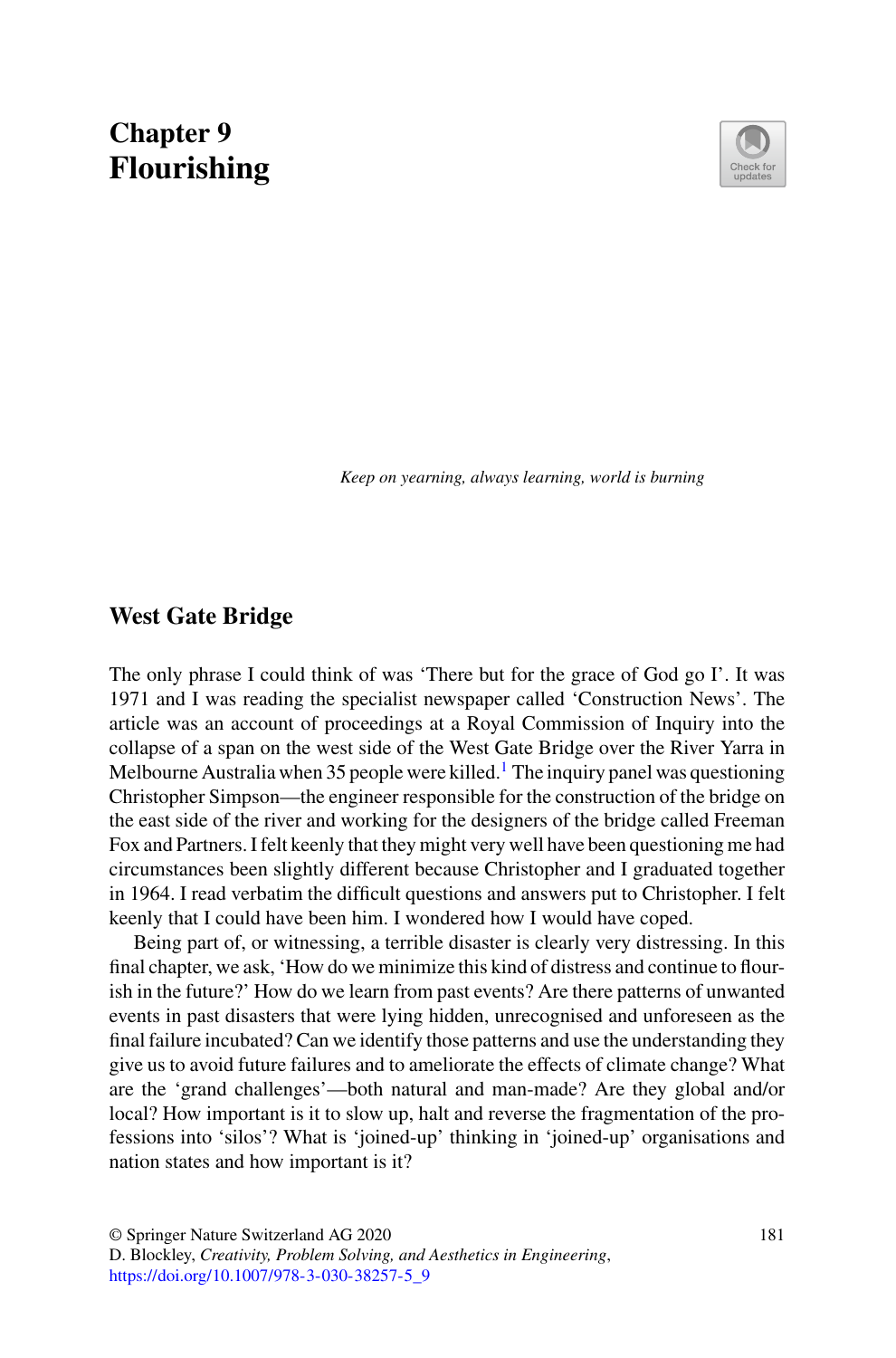# Chapter 9
# Flourishing

*Keep on yearning, always learning, world is burning*

## West Gate Bridge

The only phrase I could think of was 'There but for the grace of God go I'. It was 1971 and I was reading the specialist newspaper called 'Construction News'. The article was an account of proceedings at a Royal Commission of Inquiry into the collapse of a span on the west side of the West Gate Bridge over the River Yarra in Melbourne Australia when 35 people were killed.[1] The inquiry panel was questioning Christopher Simpson—the engineer responsible for the construction of the bridge on the east side of the river and working for the designers of the bridge called Freeman Fox and Partners. I felt keenly that they might very well have been questioning me had circumstances been slightly different because Christopher and I graduated together in 1964. I read verbatim the difficult questions and answers put to Christopher. I felt keenly that I could have been him. I wondered how I would have coped.

Being part of, or witnessing, a terrible disaster is clearly very distressing. In this final chapter, we ask, 'How do we minimize this kind of distress and continue to flourish in the future?' How do we learn from past events? Are there patterns of unwanted events in past disasters that were lying hidden, unrecognised and unforeseen as the final failure incubated? Can we identify those patterns and use the understanding they give us to avoid future failures and to ameliorate the effects of climate change? What are the 'grand challenges'—both natural and man-made? Are they global and/or local? How important is it to slow up, halt and reverse the fragmentation of the professions into 'silos'? What is 'joined-up' thinking in 'joined-up' organisations and nation states and how important is it?

© Springer Nature Switzerland AG 2020
D. Blockley, *Creativity, Problem Solving, and Aesthetics in Engineering*,
https://doi.org/10.1007/978-3-030-38257-5_9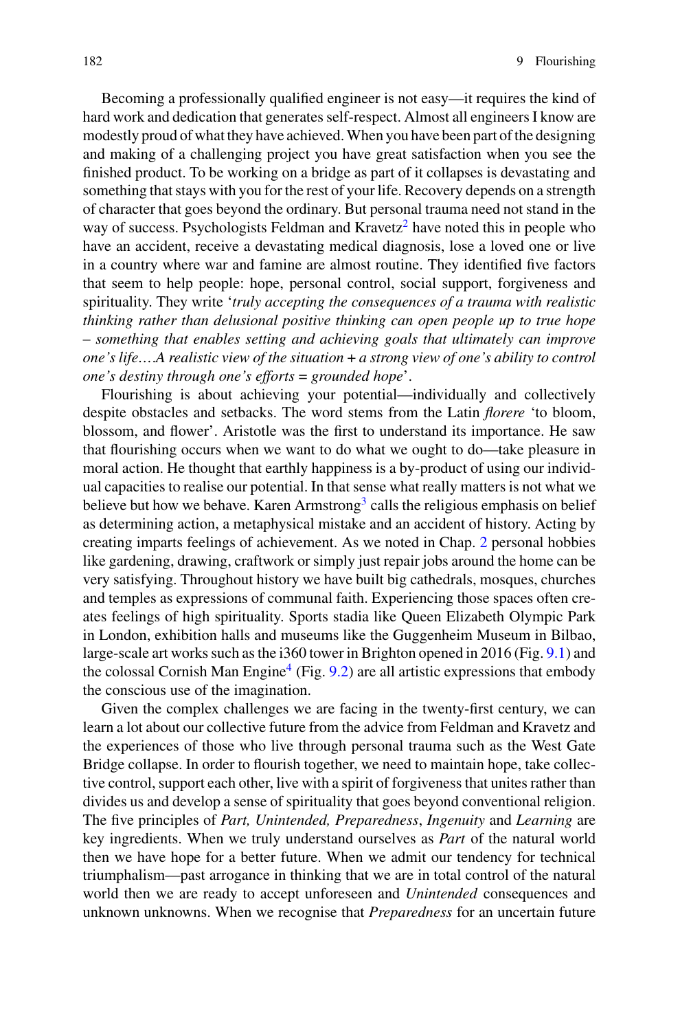Becoming a professionally qualified engineer is not easy—it requires the kind of hard work and dedication that generates self-respect. Almost all engineers I know are modestly proud of what they have achieved. When you have been part of the designing and making of a challenging project you have great satisfaction when you see the finished product. To be working on a bridge as part of it collapses is devastating and something that stays with you for the rest of your life. Recovery depends on a strength of character that goes beyond the ordinary. But personal trauma need not stand in the way of success. Psychologists Feldman and Kravetz[2] have noted this in people who have an accident, receive a devastating medical diagnosis, lose a loved one or live in a country where war and famine are almost routine. They identified five factors that seem to help people: hope, personal control, social support, forgiveness and spirituality. They write '*truly accepting the consequences of a trauma with realistic thinking rather than delusional positive thinking can open people up to true hope – something that enables setting and achieving goals that ultimately can improve one's life….A realistic view of the situation + a strong view of one's ability to control one's destiny through one's efforts = grounded hope*'.

Flourishing is about achieving your potential—individually and collectively despite obstacles and setbacks. The word stems from the Latin *florere* 'to bloom, blossom, and flower'. Aristotle was the first to understand its importance. He saw that flourishing occurs when we want to do what we ought to do—take pleasure in moral action. He thought that earthly happiness is a by-product of using our individual capacities to realise our potential. In that sense what really matters is not what we believe but how we behave. Karen Armstrong[3] calls the religious emphasis on belief as determining action, a metaphysical mistake and an accident of history. Acting by creating imparts feelings of achievement. As we noted in Chap. 2 personal hobbies like gardening, drawing, craftwork or simply just repair jobs around the home can be very satisfying. Throughout history we have built big cathedrals, mosques, churches and temples as expressions of communal faith. Experiencing those spaces often creates feelings of high spirituality. Sports stadia like Queen Elizabeth Olympic Park in London, exhibition halls and museums like the Guggenheim Museum in Bilbao, large-scale art works such as the i360 tower in Brighton opened in 2016 (Fig. 9.1) and the colossal Cornish Man Engine[4] (Fig. 9.2) are all artistic expressions that embody the conscious use of the imagination.

Given the complex challenges we are facing in the twenty-first century, we can learn a lot about our collective future from the advice from Feldman and Kravetz and the experiences of those who live through personal trauma such as the West Gate Bridge collapse. In order to flourish together, we need to maintain hope, take collective control, support each other, live with a spirit of forgiveness that unites rather than divides us and develop a sense of spirituality that goes beyond conventional religion. The five principles of *Part, Unintended, Preparedness*, *Ingenuity* and *Learning* are key ingredients. When we truly understand ourselves as *Part* of the natural world then we have hope for a better future. When we admit our tendency for technical triumphalism—past arrogance in thinking that we are in total control of the natural world then we are ready to accept unforeseen and *Unintended* consequences and unknown unknowns. When we recognise that *Preparedness* for an uncertain future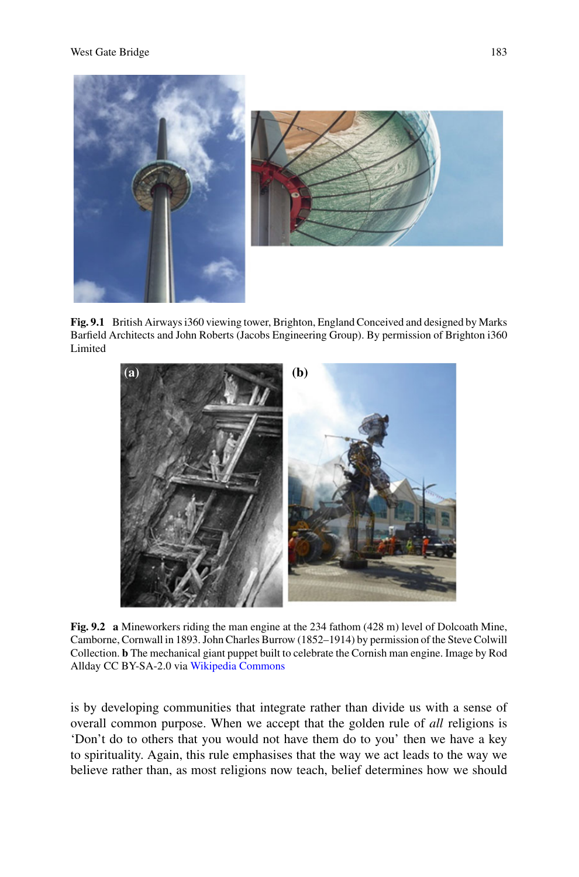**Fig. 9.1** British Airways i360 viewing tower, Brighton, England Conceived and designed by Marks Barfield Architects and John Roberts (Jacobs Engineering Group). By permission of Brighton i360 Limited

**Fig. 9.2** **a** Mineworkers riding the man engine at the 234 fathom (428 m) level of Dolcoath Mine, Camborne, Cornwall in 1893. John Charles Burrow (1852–1914) by permission of the Steve Colwill Collection. **b** The mechanical giant puppet built to celebrate the Cornish man engine. Image by Rod Allday CC BY-SA-2.0 via Wikipedia Commons

is by developing communities that integrate rather than divide us with a sense of overall common purpose. When we accept that the golden rule of *all* religions is 'Don't do to others that you would not have them do to you' then we have a key to spirituality. Again, this rule emphasises that the way we act leads to the way we believe rather than, as most religions now teach, belief determines how we should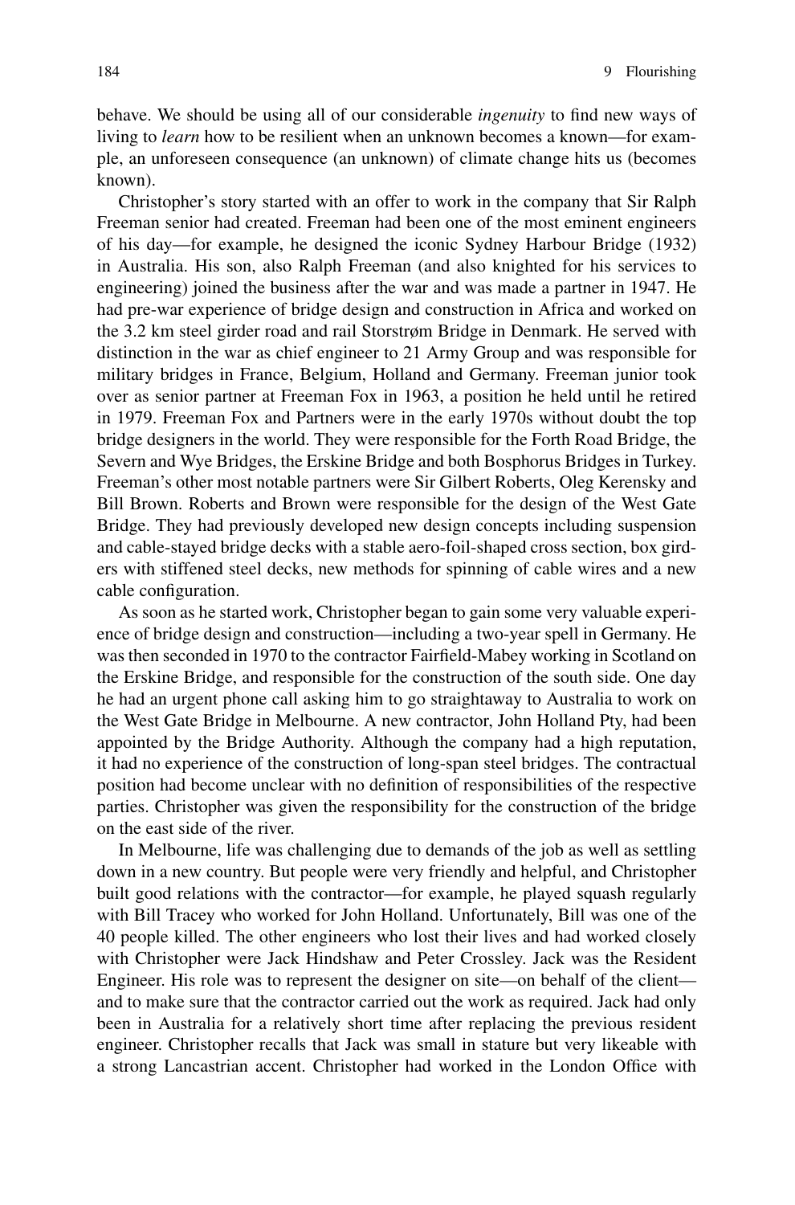behave. We should be using all of our considerable *ingenuity* to find new ways of living to *learn* how to be resilient when an unknown becomes a known—for example, an unforeseen consequence (an unknown) of climate change hits us (becomes known).

Christopher's story started with an offer to work in the company that Sir Ralph Freeman senior had created. Freeman had been one of the most eminent engineers of his day—for example, he designed the iconic Sydney Harbour Bridge (1932) in Australia. His son, also Ralph Freeman (and also knighted for his services to engineering) joined the business after the war and was made a partner in 1947. He had pre-war experience of bridge design and construction in Africa and worked on the 3.2 km steel girder road and rail Storstrøm Bridge in Denmark. He served with distinction in the war as chief engineer to 21 Army Group and was responsible for military bridges in France, Belgium, Holland and Germany. Freeman junior took over as senior partner at Freeman Fox in 1963, a position he held until he retired in 1979. Freeman Fox and Partners were in the early 1970s without doubt the top bridge designers in the world. They were responsible for the Forth Road Bridge, the Severn and Wye Bridges, the Erskine Bridge and both Bosphorus Bridges in Turkey. Freeman's other most notable partners were Sir Gilbert Roberts, Oleg Kerensky and Bill Brown. Roberts and Brown were responsible for the design of the West Gate Bridge. They had previously developed new design concepts including suspension and cable-stayed bridge decks with a stable aero-foil-shaped cross section, box girders with stiffened steel decks, new methods for spinning of cable wires and a new cable configuration.

As soon as he started work, Christopher began to gain some very valuable experience of bridge design and construction—including a two-year spell in Germany. He was then seconded in 1970 to the contractor Fairfield-Mabey working in Scotland on the Erskine Bridge, and responsible for the construction of the south side. One day he had an urgent phone call asking him to go straightaway to Australia to work on the West Gate Bridge in Melbourne. A new contractor, John Holland Pty, had been appointed by the Bridge Authority. Although the company had a high reputation, it had no experience of the construction of long-span steel bridges. The contractual position had become unclear with no definition of responsibilities of the respective parties. Christopher was given the responsibility for the construction of the bridge on the east side of the river.

In Melbourne, life was challenging due to demands of the job as well as settling down in a new country. But people were very friendly and helpful, and Christopher built good relations with the contractor—for example, he played squash regularly with Bill Tracey who worked for John Holland. Unfortunately, Bill was one of the 40 people killed. The other engineers who lost their lives and had worked closely with Christopher were Jack Hindshaw and Peter Crossley. Jack was the Resident Engineer. His role was to represent the designer on site—on behalf of the client—and to make sure that the contractor carried out the work as required. Jack had only been in Australia for a relatively short time after replacing the previous resident engineer. Christopher recalls that Jack was small in stature but very likeable with a strong Lancastrian accent. Christopher had worked in the London Office with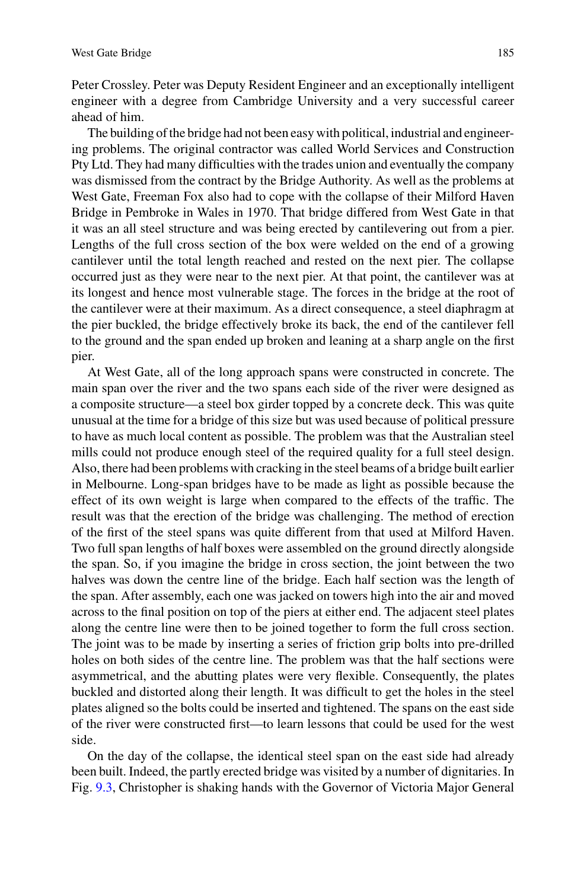Peter Crossley. Peter was Deputy Resident Engineer and an exceptionally intelligent engineer with a degree from Cambridge University and a very successful career ahead of him.

The building of the bridge had not been easy with political, industrial and engineering problems. The original contractor was called World Services and Construction Pty Ltd. They had many difficulties with the trades union and eventually the company was dismissed from the contract by the Bridge Authority. As well as the problems at West Gate, Freeman Fox also had to cope with the collapse of their Milford Haven Bridge in Pembroke in Wales in 1970. That bridge differed from West Gate in that it was an all steel structure and was being erected by cantilevering out from a pier. Lengths of the full cross section of the box were welded on the end of a growing cantilever until the total length reached and rested on the next pier. The collapse occurred just as they were near to the next pier. At that point, the cantilever was at its longest and hence most vulnerable stage. The forces in the bridge at the root of the cantilever were at their maximum. As a direct consequence, a steel diaphragm at the pier buckled, the bridge effectively broke its back, the end of the cantilever fell to the ground and the span ended up broken and leaning at a sharp angle on the first pier.

At West Gate, all of the long approach spans were constructed in concrete. The main span over the river and the two spans each side of the river were designed as a composite structure—a steel box girder topped by a concrete deck. This was quite unusual at the time for a bridge of this size but was used because of political pressure to have as much local content as possible. The problem was that the Australian steel mills could not produce enough steel of the required quality for a full steel design. Also, there had been problems with cracking in the steel beams of a bridge built earlier in Melbourne. Long-span bridges have to be made as light as possible because the effect of its own weight is large when compared to the effects of the traffic. The result was that the erection of the bridge was challenging. The method of erection of the first of the steel spans was quite different from that used at Milford Haven. Two full span lengths of half boxes were assembled on the ground directly alongside the span. So, if you imagine the bridge in cross section, the joint between the two halves was down the centre line of the bridge. Each half section was the length of the span. After assembly, each one was jacked on towers high into the air and moved across to the final position on top of the piers at either end. The adjacent steel plates along the centre line were then to be joined together to form the full cross section. The joint was to be made by inserting a series of friction grip bolts into pre-drilled holes on both sides of the centre line. The problem was that the half sections were asymmetrical, and the abutting plates were very flexible. Consequently, the plates buckled and distorted along their length. It was difficult to get the holes in the steel plates aligned so the bolts could be inserted and tightened. The spans on the east side of the river were constructed first—to learn lessons that could be used for the west side.

On the day of the collapse, the identical steel span on the east side had already been built. Indeed, the partly erected bridge was visited by a number of dignitaries. In Fig. 9.3, Christopher is shaking hands with the Governor of Victoria Major General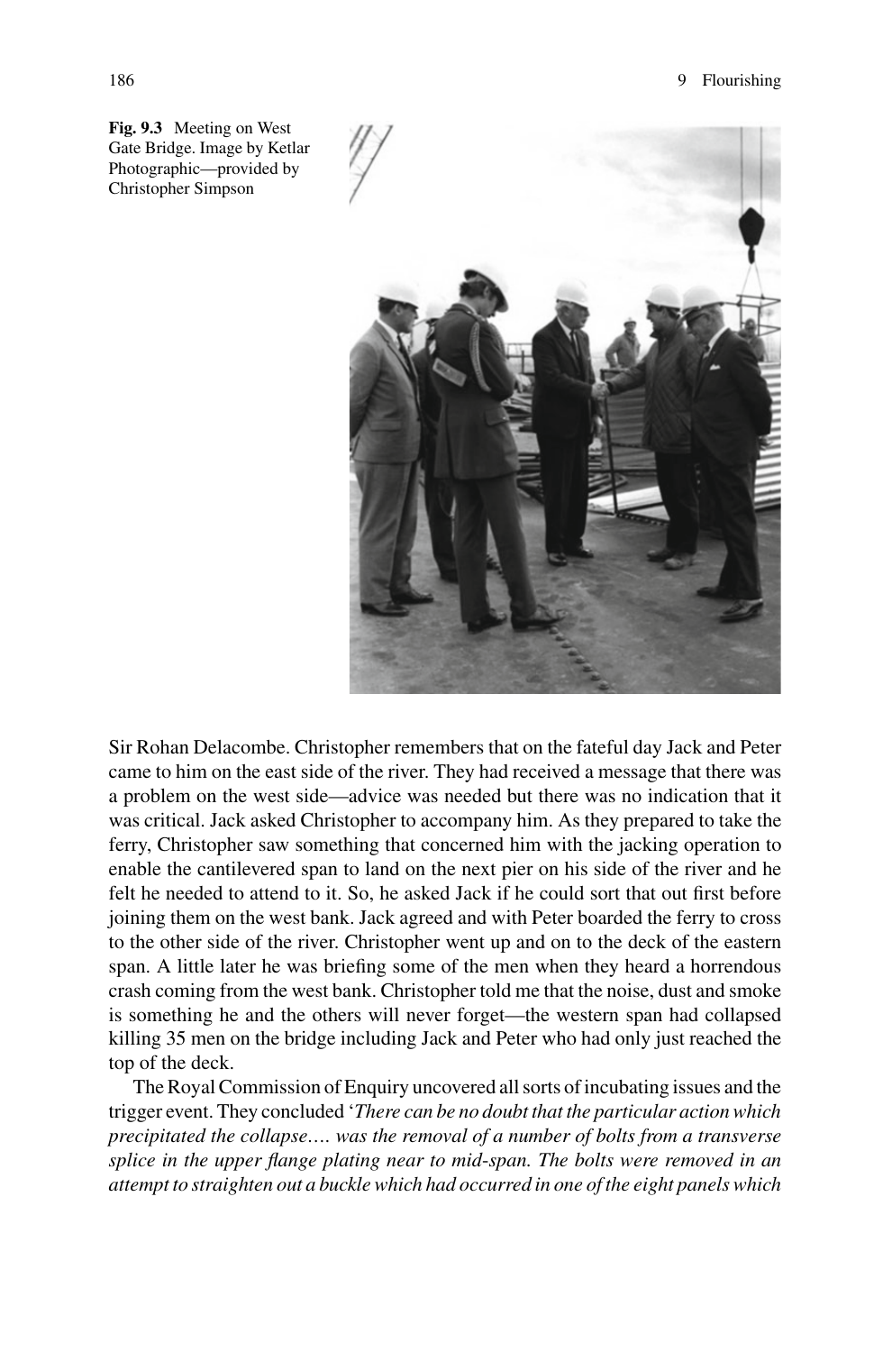**Fig. 9.3** Meeting on West Gate Bridge. Image by Ketlar Photographic—provided by Christopher Simpson

Sir Rohan Delacombe. Christopher remembers that on the fateful day Jack and Peter came to him on the east side of the river. They had received a message that there was a problem on the west side—advice was needed but there was no indication that it was critical. Jack asked Christopher to accompany him. As they prepared to take the ferry, Christopher saw something that concerned him with the jacking operation to enable the cantilevered span to land on the next pier on his side of the river and he felt he needed to attend to it. So, he asked Jack if he could sort that out first before joining them on the west bank. Jack agreed and with Peter boarded the ferry to cross to the other side of the river. Christopher went up and on to the deck of the eastern span. A little later he was briefing some of the men when they heard a horrendous crash coming from the west bank. Christopher told me that the noise, dust and smoke is something he and the others will never forget—the western span had collapsed killing 35 men on the bridge including Jack and Peter who had only just reached the top of the deck.

The Royal Commission of Enquiry uncovered all sorts of incubating issues and the trigger event. They concluded '*There can be no doubt that the particular action which precipitated the collapse…. was the removal of a number of bolts from a transverse splice in the upper flange plating near to mid-span. The bolts were removed in an attempt to straighten out a buckle which had occurred in one of the eight panels which*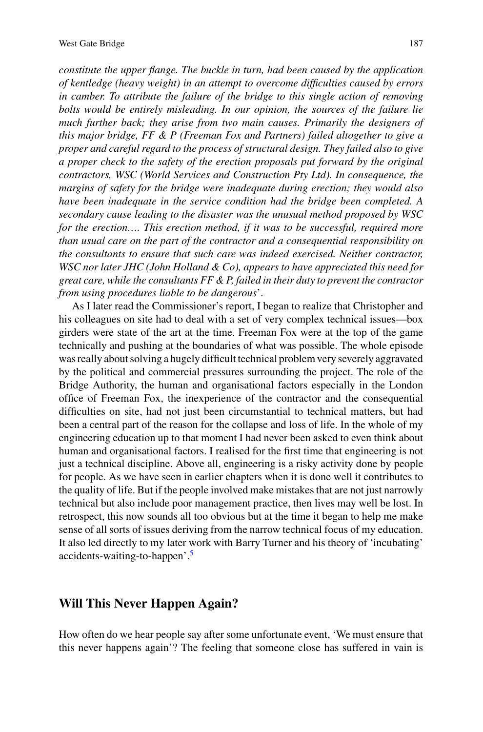*constitute the upper flange. The buckle in turn, had been caused by the application of kentledge (heavy weight) in an attempt to overcome difficulties caused by errors in camber. To attribute the failure of the bridge to this single action of removing bolts would be entirely misleading. In our opinion, the sources of the failure lie much further back; they arise from two main causes. Primarily the designers of this major bridge, FF & P (Freeman Fox and Partners) failed altogether to give a proper and careful regard to the process of structural design. They failed also to give a proper check to the safety of the erection proposals put forward by the original contractors, WSC (World Services and Construction Pty Ltd). In consequence, the margins of safety for the bridge were inadequate during erection; they would also have been inadequate in the service condition had the bridge been completed. A secondary cause leading to the disaster was the unusual method proposed by WSC for the erection…. This erection method, if it was to be successful, required more than usual care on the part of the contractor and a consequential responsibility on the consultants to ensure that such care was indeed exercised. Neither contractor, WSC nor later JHC (John Holland & Co), appears to have appreciated this need for great care, while the consultants FF & P, failed in their duty to prevent the contractor from using procedures liable to be dangerous*'.

As I later read the Commissioner's report, I began to realize that Christopher and his colleagues on site had to deal with a set of very complex technical issues—box girders were state of the art at the time. Freeman Fox were at the top of the game technically and pushing at the boundaries of what was possible. The whole episode was really about solving a hugely difficult technical problem very severely aggravated by the political and commercial pressures surrounding the project. The role of the Bridge Authority, the human and organisational factors especially in the London office of Freeman Fox, the inexperience of the contractor and the consequential difficulties on site, had not just been circumstantial to technical matters, but had been a central part of the reason for the collapse and loss of life. In the whole of my engineering education up to that moment I had never been asked to even think about human and organisational factors. I realised for the first time that engineering is not just a technical discipline. Above all, engineering is a risky activity done by people for people. As we have seen in earlier chapters when it is done well it contributes to the quality of life. But if the people involved make mistakes that are not just narrowly technical but also include poor management practice, then lives may well be lost. In retrospect, this now sounds all too obvious but at the time it began to help me make sense of all sorts of issues deriving from the narrow technical focus of my education. It also led directly to my later work with Barry Turner and his theory of 'incubating' accidents-waiting-to-happen'.[5]

## Will This Never Happen Again?

How often do we hear people say after some unfortunate event, 'We must ensure that this never happens again'? The feeling that someone close has suffered in vain is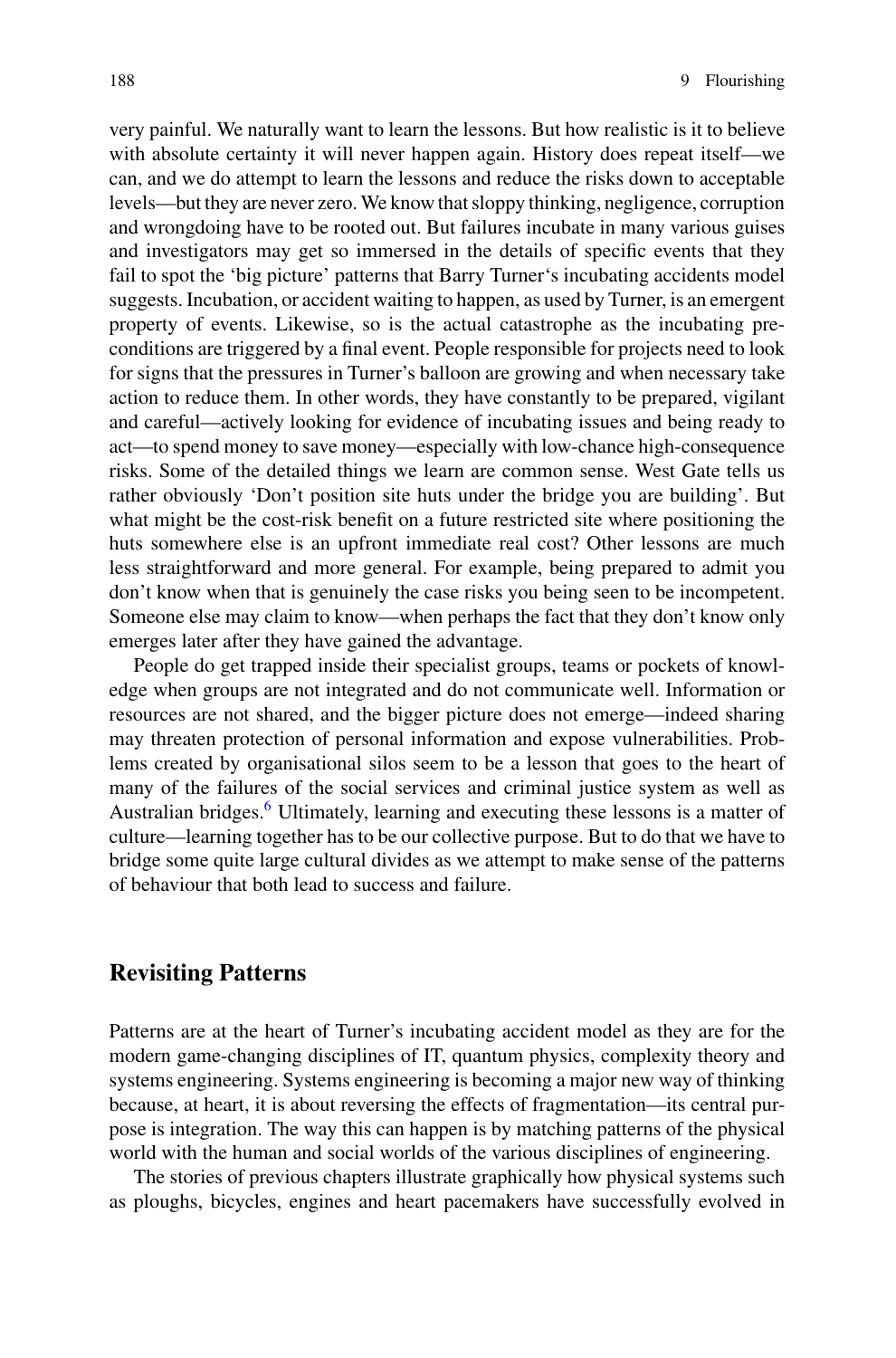very painful. We naturally want to learn the lessons. But how realistic is it to believe with absolute certainty it will never happen again. History does repeat itself—we can, and we do attempt to learn the lessons and reduce the risks down to acceptable levels—but they are never zero. We know that sloppy thinking, negligence, corruption and wrongdoing have to be rooted out. But failures incubate in many various guises and investigators may get so immersed in the details of specific events that they fail to spot the 'big picture' patterns that Barry Turner's incubating accidents model suggests. Incubation, or accident waiting to happen, as used by Turner, is an emergent property of events. Likewise, so is the actual catastrophe as the incubating preconditions are triggered by a final event. People responsible for projects need to look for signs that the pressures in Turner's balloon are growing and when necessary take action to reduce them. In other words, they have constantly to be prepared, vigilant and careful—actively looking for evidence of incubating issues and being ready to act—to spend money to save money—especially with low-chance high-consequence risks. Some of the detailed things we learn are common sense. West Gate tells us rather obviously 'Don't position site huts under the bridge you are building'. But what might be the cost-risk benefit on a future restricted site where positioning the huts somewhere else is an upfront immediate real cost? Other lessons are much less straightforward and more general. For example, being prepared to admit you don't know when that is genuinely the case risks you being seen to be incompetent. Someone else may claim to know—when perhaps the fact that they don't know only emerges later after they have gained the advantage.

People do get trapped inside their specialist groups, teams or pockets of knowledge when groups are not integrated and do not communicate well. Information or resources are not shared, and the bigger picture does not emerge—indeed sharing may threaten protection of personal information and expose vulnerabilities. Problems created by organisational silos seem to be a lesson that goes to the heart of many of the failures of the social services and criminal justice system as well as Australian bridges.[6] Ultimately, learning and executing these lessons is a matter of culture—learning together has to be our collective purpose. But to do that we have to bridge some quite large cultural divides as we attempt to make sense of the patterns of behaviour that both lead to success and failure.

## Revisiting Patterns

Patterns are at the heart of Turner's incubating accident model as they are for the modern game-changing disciplines of IT, quantum physics, complexity theory and systems engineering. Systems engineering is becoming a major new way of thinking because, at heart, it is about reversing the effects of fragmentation—its central purpose is integration. The way this can happen is by matching patterns of the physical world with the human and social worlds of the various disciplines of engineering.

The stories of previous chapters illustrate graphically how physical systems such as ploughs, bicycles, engines and heart pacemakers have successfully evolved in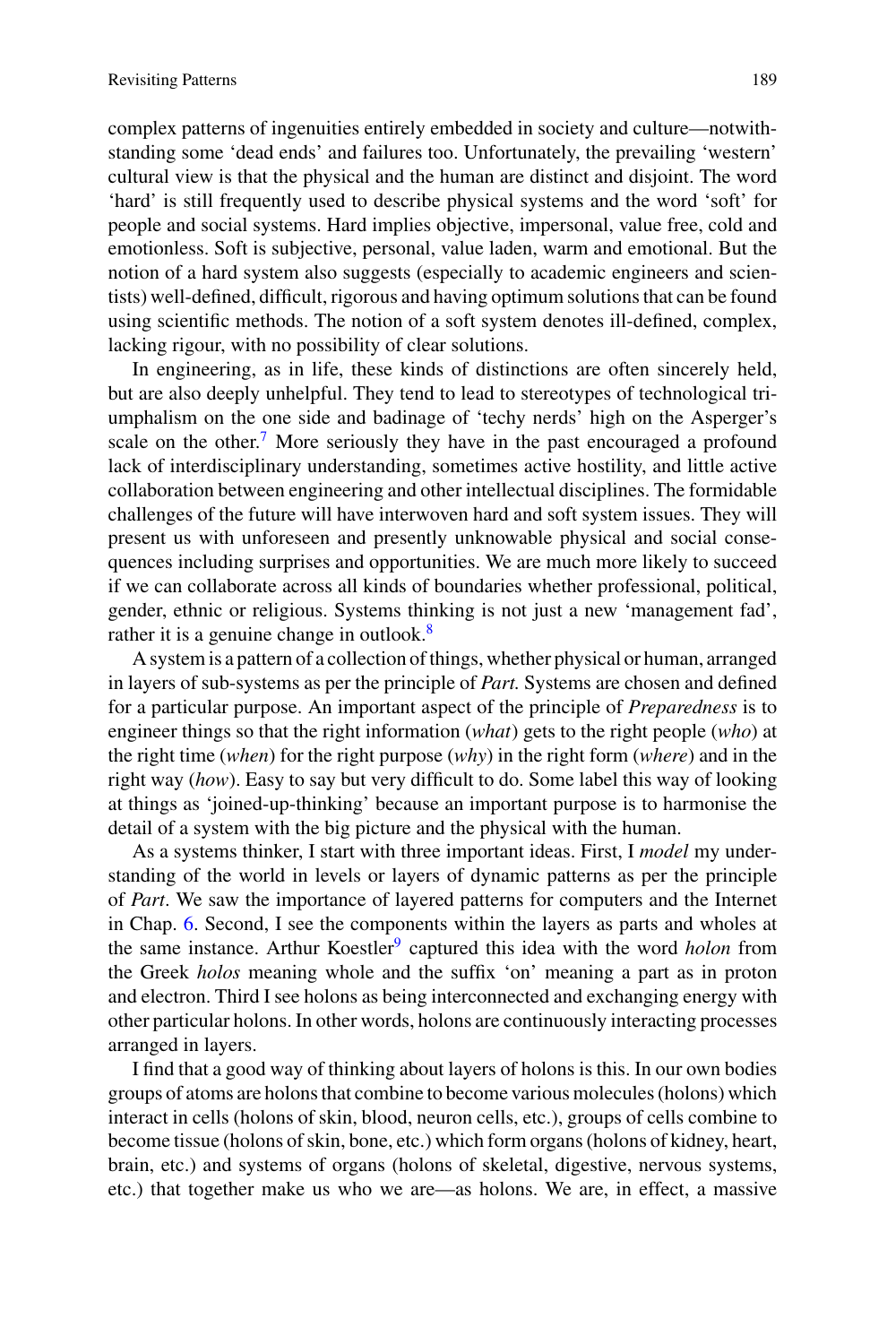complex patterns of ingenuities entirely embedded in society and culture—notwithstanding some 'dead ends' and failures too. Unfortunately, the prevailing 'western' cultural view is that the physical and the human are distinct and disjoint. The word 'hard' is still frequently used to describe physical systems and the word 'soft' for people and social systems. Hard implies objective, impersonal, value free, cold and emotionless. Soft is subjective, personal, value laden, warm and emotional. But the notion of a hard system also suggests (especially to academic engineers and scientists) well-defined, difficult, rigorous and having optimum solutions that can be found using scientific methods. The notion of a soft system denotes ill-defined, complex, lacking rigour, with no possibility of clear solutions.

In engineering, as in life, these kinds of distinctions are often sincerely held, but are also deeply unhelpful. They tend to lead to stereotypes of technological triumphalism on the one side and badinage of 'techy nerds' high on the Asperger's scale on the other.[7] More seriously they have in the past encouraged a profound lack of interdisciplinary understanding, sometimes active hostility, and little active collaboration between engineering and other intellectual disciplines. The formidable challenges of the future will have interwoven hard and soft system issues. They will present us with unforeseen and presently unknowable physical and social consequences including surprises and opportunities. We are much more likely to succeed if we can collaborate across all kinds of boundaries whether professional, political, gender, ethnic or religious. Systems thinking is not just a new 'management fad', rather it is a genuine change in outlook.[8]

A system is a pattern of a collection of things, whether physical or human, arranged in layers of sub-systems as per the principle of *Part.* Systems are chosen and defined for a particular purpose. An important aspect of the principle of *Preparedness* is to engineer things so that the right information (*what*) gets to the right people (*who*) at the right time (*when*) for the right purpose (*why*) in the right form (*where*) and in the right way (*how*). Easy to say but very difficult to do. Some label this way of looking at things as 'joined-up-thinking' because an important purpose is to harmonise the detail of a system with the big picture and the physical with the human.

As a systems thinker, I start with three important ideas. First, I *model* my understanding of the world in levels or layers of dynamic patterns as per the principle of *Part*. We saw the importance of layered patterns for computers and the Internet in Chap. 6. Second, I see the components within the layers as parts and wholes at the same instance. Arthur Koestler[9] captured this idea with the word *holon* from the Greek *holos* meaning whole and the suffix 'on' meaning a part as in proton and electron. Third I see holons as being interconnected and exchanging energy with other particular holons. In other words, holons are continuously interacting processes arranged in layers.

I find that a good way of thinking about layers of holons is this. In our own bodies groups of atoms are holons that combine to become various molecules (holons) which interact in cells (holons of skin, blood, neuron cells, etc.), groups of cells combine to become tissue (holons of skin, bone, etc.) which form organs (holons of kidney, heart, brain, etc.) and systems of organs (holons of skeletal, digestive, nervous systems, etc.) that together make us who we are—as holons. We are, in effect, a massive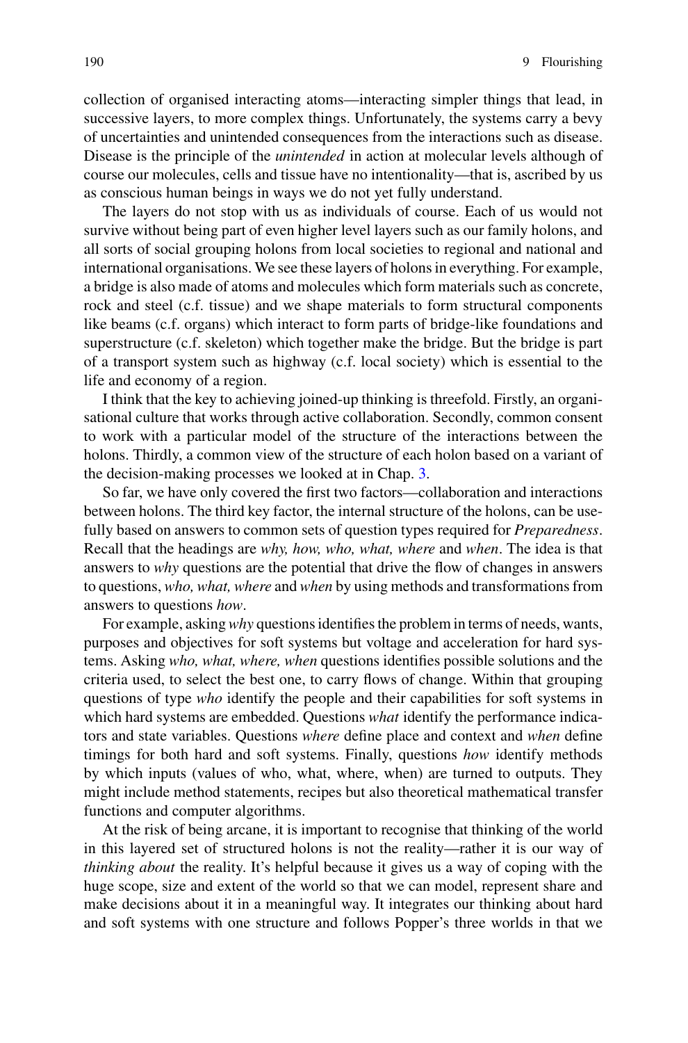collection of organised interacting atoms—interacting simpler things that lead, in successive layers, to more complex things. Unfortunately, the systems carry a bevy of uncertainties and unintended consequences from the interactions such as disease. Disease is the principle of the *unintended* in action at molecular levels although of course our molecules, cells and tissue have no intentionality—that is, ascribed by us as conscious human beings in ways we do not yet fully understand.

The layers do not stop with us as individuals of course. Each of us would not survive without being part of even higher level layers such as our family holons, and all sorts of social grouping holons from local societies to regional and national and international organisations. We see these layers of holons in everything. For example, a bridge is also made of atoms and molecules which form materials such as concrete, rock and steel (c.f. tissue) and we shape materials to form structural components like beams (c.f. organs) which interact to form parts of bridge-like foundations and superstructure (c.f. skeleton) which together make the bridge. But the bridge is part of a transport system such as highway (c.f. local society) which is essential to the life and economy of a region.

I think that the key to achieving joined-up thinking is threefold. Firstly, an organisational culture that works through active collaboration. Secondly, common consent to work with a particular model of the structure of the interactions between the holons. Thirdly, a common view of the structure of each holon based on a variant of the decision-making processes we looked at in Chap. 3.

So far, we have only covered the first two factors—collaboration and interactions between holons. The third key factor, the internal structure of the holons, can be usefully based on answers to common sets of question types required for *Preparedness*. Recall that the headings are *why, how, who, what, where* and *when*. The idea is that answers to *why* questions are the potential that drive the flow of changes in answers to questions, *who, what, where* and *when* by using methods and transformations from answers to questions *how*.

For example, asking *why* questions identifies the problem in terms of needs, wants, purposes and objectives for soft systems but voltage and acceleration for hard systems. Asking *who, what, where, when* questions identifies possible solutions and the criteria used, to select the best one, to carry flows of change. Within that grouping questions of type *who* identify the people and their capabilities for soft systems in which hard systems are embedded. Questions *what* identify the performance indicators and state variables. Questions *where* define place and context and *when* define timings for both hard and soft systems. Finally, questions *how* identify methods by which inputs (values of who, what, where, when) are turned to outputs. They might include method statements, recipes but also theoretical mathematical transfer functions and computer algorithms.

At the risk of being arcane, it is important to recognise that thinking of the world in this layered set of structured holons is not the reality—rather it is our way of *thinking about* the reality. It's helpful because it gives us a way of coping with the huge scope, size and extent of the world so that we can model, represent share and make decisions about it in a meaningful way. It integrates our thinking about hard and soft systems with one structure and follows Popper's three worlds in that we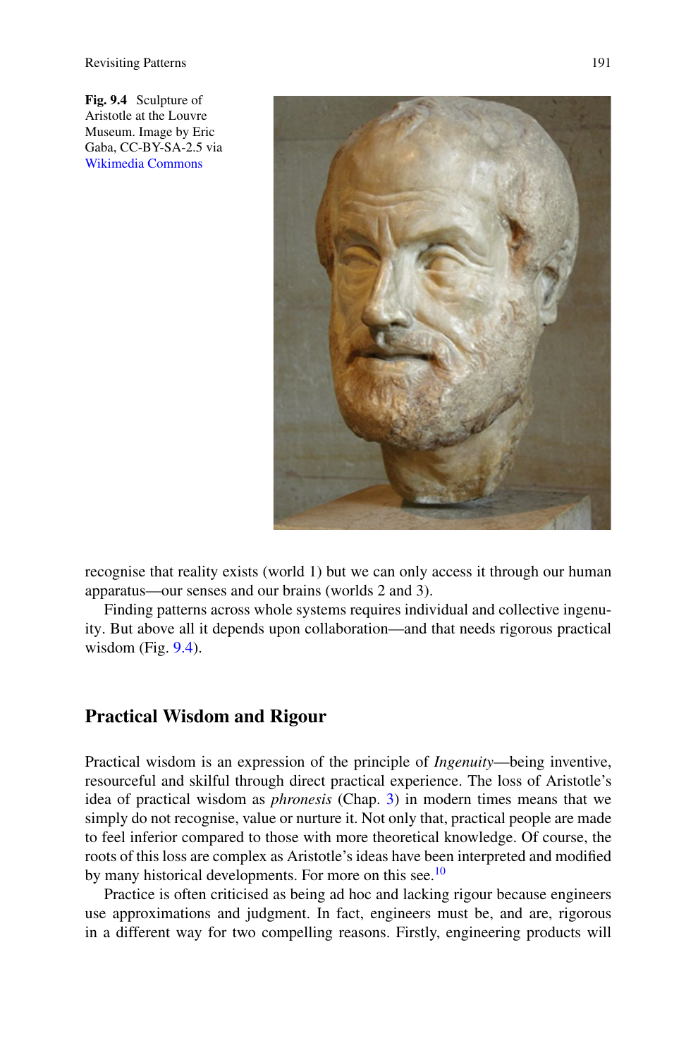Fig. 9.4 Sculpture of Aristotle at the Louvre Museum. Image by Eric Gaba, CC-BY-SA-2.5 via Wikimedia Commons

recognise that reality exists (world 1) but we can only access it through our human apparatus—our senses and our brains (worlds 2 and 3).

Finding patterns across whole systems requires individual and collective ingenuity. But above all it depends upon collaboration—and that needs rigorous practical wisdom (Fig. 9.4).

## Practical Wisdom and Rigour

Practical wisdom is an expression of the principle of *Ingenuity*—being inventive, resourceful and skilful through direct practical experience. The loss of Aristotle's idea of practical wisdom as *phronesis* (Chap. 3) in modern times means that we simply do not recognise, value or nurture it. Not only that, practical people are made to feel inferior compared to those with more theoretical knowledge. Of course, the roots of this loss are complex as Aristotle's ideas have been interpreted and modified by many historical developments. For more on this see.[10]

Practice is often criticised as being ad hoc and lacking rigour because engineers use approximations and judgment. In fact, engineers must be, and are, rigorous in a different way for two compelling reasons. Firstly, engineering products will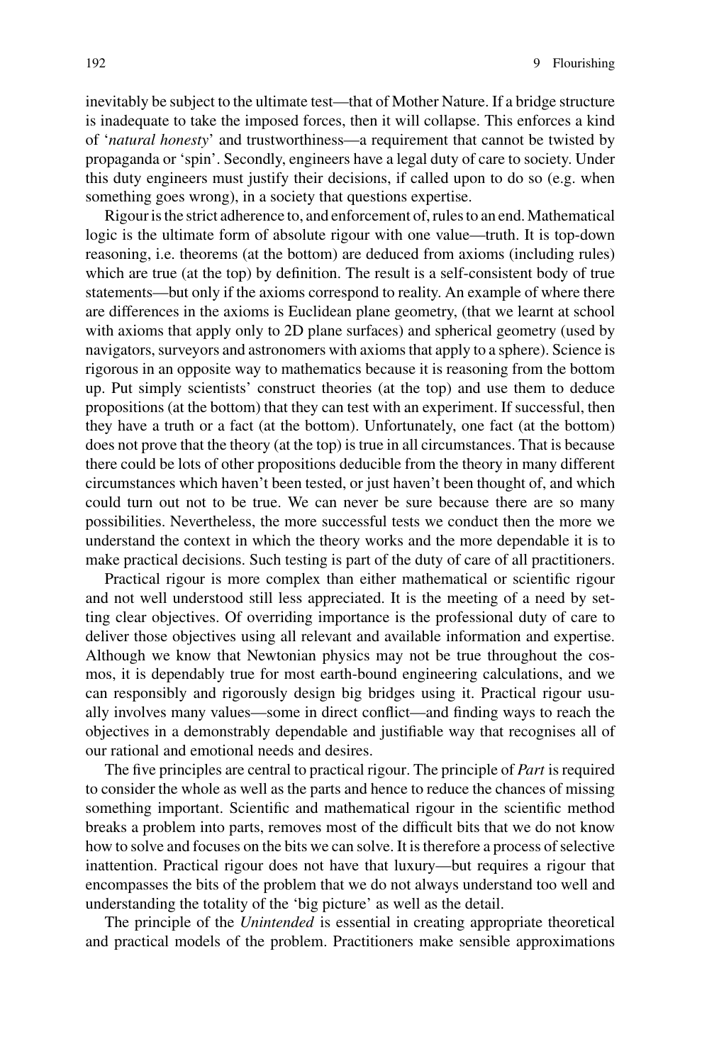inevitably be subject to the ultimate test—that of Mother Nature. If a bridge structure is inadequate to take the imposed forces, then it will collapse. This enforces a kind of '*natural honesty*' and trustworthiness—a requirement that cannot be twisted by propaganda or 'spin'. Secondly, engineers have a legal duty of care to society. Under this duty engineers must justify their decisions, if called upon to do so (e.g. when something goes wrong), in a society that questions expertise.

Rigour is the strict adherence to, and enforcement of, rules to an end. Mathematical logic is the ultimate form of absolute rigour with one value—truth. It is top-down reasoning, i.e. theorems (at the bottom) are deduced from axioms (including rules) which are true (at the top) by definition. The result is a self-consistent body of true statements—but only if the axioms correspond to reality. An example of where there are differences in the axioms is Euclidean plane geometry, (that we learnt at school with axioms that apply only to 2D plane surfaces) and spherical geometry (used by navigators, surveyors and astronomers with axioms that apply to a sphere). Science is rigorous in an opposite way to mathematics because it is reasoning from the bottom up. Put simply scientists' construct theories (at the top) and use them to deduce propositions (at the bottom) that they can test with an experiment. If successful, then they have a truth or a fact (at the bottom). Unfortunately, one fact (at the bottom) does not prove that the theory (at the top) is true in all circumstances. That is because there could be lots of other propositions deducible from the theory in many different circumstances which haven't been tested, or just haven't been thought of, and which could turn out not to be true. We can never be sure because there are so many possibilities. Nevertheless, the more successful tests we conduct then the more we understand the context in which the theory works and the more dependable it is to make practical decisions. Such testing is part of the duty of care of all practitioners.

Practical rigour is more complex than either mathematical or scientific rigour and not well understood still less appreciated. It is the meeting of a need by setting clear objectives. Of overriding importance is the professional duty of care to deliver those objectives using all relevant and available information and expertise. Although we know that Newtonian physics may not be true throughout the cosmos, it is dependably true for most earth-bound engineering calculations, and we can responsibly and rigorously design big bridges using it. Practical rigour usually involves many values—some in direct conflict—and finding ways to reach the objectives in a demonstrably dependable and justifiable way that recognises all of our rational and emotional needs and desires.

The five principles are central to practical rigour. The principle of *Part* is required to consider the whole as well as the parts and hence to reduce the chances of missing something important. Scientific and mathematical rigour in the scientific method breaks a problem into parts, removes most of the difficult bits that we do not know how to solve and focuses on the bits we can solve. It is therefore a process of selective inattention. Practical rigour does not have that luxury—but requires a rigour that encompasses the bits of the problem that we do not always understand too well and understanding the totality of the 'big picture' as well as the detail.

The principle of the *Unintended* is essential in creating appropriate theoretical and practical models of the problem. Practitioners make sensible approximations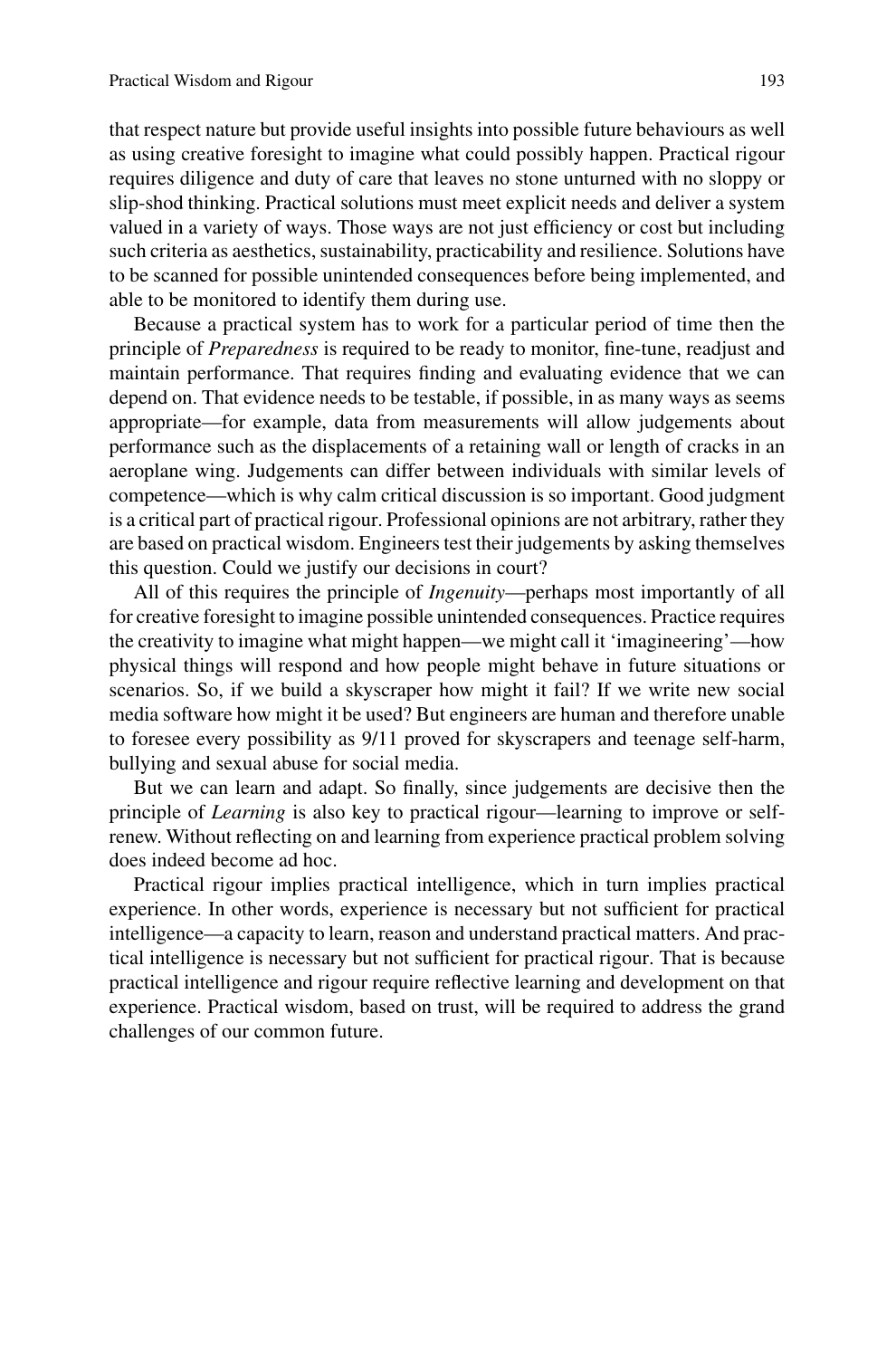that respect nature but provide useful insights into possible future behaviours as well as using creative foresight to imagine what could possibly happen. Practical rigour requires diligence and duty of care that leaves no stone unturned with no sloppy or slip-shod thinking. Practical solutions must meet explicit needs and deliver a system valued in a variety of ways. Those ways are not just efficiency or cost but including such criteria as aesthetics, sustainability, practicability and resilience. Solutions have to be scanned for possible unintended consequences before being implemented, and able to be monitored to identify them during use.

Because a practical system has to work for a particular period of time then the principle of *Preparedness* is required to be ready to monitor, fine-tune, readjust and maintain performance. That requires finding and evaluating evidence that we can depend on. That evidence needs to be testable, if possible, in as many ways as seems appropriate—for example, data from measurements will allow judgements about performance such as the displacements of a retaining wall or length of cracks in an aeroplane wing. Judgements can differ between individuals with similar levels of competence—which is why calm critical discussion is so important. Good judgment is a critical part of practical rigour. Professional opinions are not arbitrary, rather they are based on practical wisdom. Engineers test their judgements by asking themselves this question. Could we justify our decisions in court?

All of this requires the principle of *Ingenuity*—perhaps most importantly of all for creative foresight to imagine possible unintended consequences. Practice requires the creativity to imagine what might happen—we might call it 'imagineering'—how physical things will respond and how people might behave in future situations or scenarios. So, if we build a skyscraper how might it fail? If we write new social media software how might it be used? But engineers are human and therefore unable to foresee every possibility as 9/11 proved for skyscrapers and teenage self-harm, bullying and sexual abuse for social media.

But we can learn and adapt. So finally, since judgements are decisive then the principle of *Learning* is also key to practical rigour—learning to improve or self-renew. Without reflecting on and learning from experience practical problem solving does indeed become ad hoc.

Practical rigour implies practical intelligence, which in turn implies practical experience. In other words, experience is necessary but not sufficient for practical intelligence—a capacity to learn, reason and understand practical matters. And practical intelligence is necessary but not sufficient for practical rigour. That is because practical intelligence and rigour require reflective learning and development on that experience. Practical wisdom, based on trust, will be required to address the grand challenges of our common future.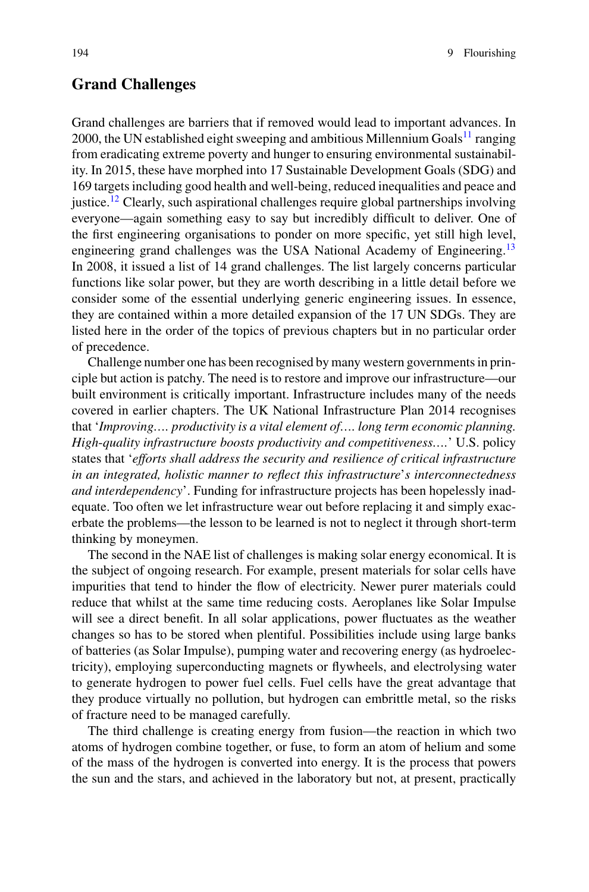## Grand Challenges

Grand challenges are barriers that if removed would lead to important advances. In 2000, the UN established eight sweeping and ambitious Millennium Goals[11] ranging from eradicating extreme poverty and hunger to ensuring environmental sustainability. In 2015, these have morphed into 17 Sustainable Development Goals (SDG) and 169 targets including good health and well-being, reduced inequalities and peace and justice.[12] Clearly, such aspirational challenges require global partnerships involving everyone—again something easy to say but incredibly difficult to deliver. One of the first engineering organisations to ponder on more specific, yet still high level, engineering grand challenges was the USA National Academy of Engineering.[13] In 2008, it issued a list of 14 grand challenges. The list largely concerns particular functions like solar power, but they are worth describing in a little detail before we consider some of the essential underlying generic engineering issues. In essence, they are contained within a more detailed expansion of the 17 UN SDGs. They are listed here in the order of the topics of previous chapters but in no particular order of precedence.

Challenge number one has been recognised by many western governments in principle but action is patchy. The need is to restore and improve our infrastructure—our built environment is critically important. Infrastructure includes many of the needs covered in earlier chapters. The UK National Infrastructure Plan 2014 recognises that '*Improving…. productivity is a vital element of…. long term economic planning. High-quality infrastructure boosts productivity and competitiveness….*' U.S. policy states that '*efforts shall address the security and resilience of critical infrastructure in an integrated, holistic manner to reflect this infrastructure's interconnectedness and interdependency*'. Funding for infrastructure projects has been hopelessly inadequate. Too often we let infrastructure wear out before replacing it and simply exacerbate the problems—the lesson to be learned is not to neglect it through short-term thinking by moneymen.

The second in the NAE list of challenges is making solar energy economical. It is the subject of ongoing research. For example, present materials for solar cells have impurities that tend to hinder the flow of electricity. Newer purer materials could reduce that whilst at the same time reducing costs. Aeroplanes like Solar Impulse will see a direct benefit. In all solar applications, power fluctuates as the weather changes so has to be stored when plentiful. Possibilities include using large banks of batteries (as Solar Impulse), pumping water and recovering energy (as hydroelectricity), employing superconducting magnets or flywheels, and electrolysing water to generate hydrogen to power fuel cells. Fuel cells have the great advantage that they produce virtually no pollution, but hydrogen can embrittle metal, so the risks of fracture need to be managed carefully.

The third challenge is creating energy from fusion—the reaction in which two atoms of hydrogen combine together, or fuse, to form an atom of helium and some of the mass of the hydrogen is converted into energy. It is the process that powers the sun and the stars, and achieved in the laboratory but not, at present, practically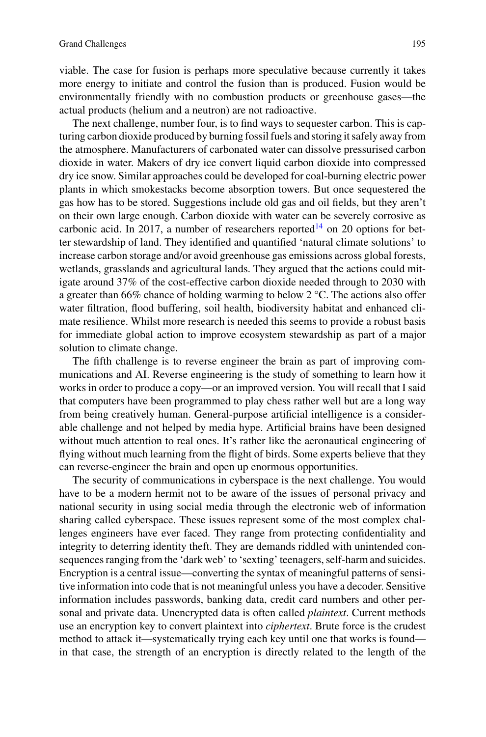viable. The case for fusion is perhaps more speculative because currently it takes more energy to initiate and control the fusion than is produced. Fusion would be environmentally friendly with no combustion products or greenhouse gases—the actual products (helium and a neutron) are not radioactive.

The next challenge, number four, is to find ways to sequester carbon. This is capturing carbon dioxide produced by burning fossil fuels and storing it safely away from the atmosphere. Manufacturers of carbonated water can dissolve pressurised carbon dioxide in water. Makers of dry ice convert liquid carbon dioxide into compressed dry ice snow. Similar approaches could be developed for coal-burning electric power plants in which smokestacks become absorption towers. But once sequestered the gas how has to be stored. Suggestions include old gas and oil fields, but they aren't on their own large enough. Carbon dioxide with water can be severely corrosive as carbonic acid. In 2017, a number of researchers reported[14] on 20 options for better stewardship of land. They identified and quantified 'natural climate solutions' to increase carbon storage and/or avoid greenhouse gas emissions across global forests, wetlands, grasslands and agricultural lands. They argued that the actions could mitigate around 37% of the cost-effective carbon dioxide needed through to 2030 with a greater than 66% chance of holding warming to below 2 °C. The actions also offer water filtration, flood buffering, soil health, biodiversity habitat and enhanced climate resilience. Whilst more research is needed this seems to provide a robust basis for immediate global action to improve ecosystem stewardship as part of a major solution to climate change.

The fifth challenge is to reverse engineer the brain as part of improving communications and AI. Reverse engineering is the study of something to learn how it works in order to produce a copy—or an improved version. You will recall that I said that computers have been programmed to play chess rather well but are a long way from being creatively human. General-purpose artificial intelligence is a considerable challenge and not helped by media hype. Artificial brains have been designed without much attention to real ones. It's rather like the aeronautical engineering of flying without much learning from the flight of birds. Some experts believe that they can reverse-engineer the brain and open up enormous opportunities.

The security of communications in cyberspace is the next challenge. You would have to be a modern hermit not to be aware of the issues of personal privacy and national security in using social media through the electronic web of information sharing called cyberspace. These issues represent some of the most complex challenges engineers have ever faced. They range from protecting confidentiality and integrity to deterring identity theft. They are demands riddled with unintended consequences ranging from the 'dark web' to 'sexting' teenagers, self-harm and suicides. Encryption is a central issue—converting the syntax of meaningful patterns of sensitive information into code that is not meaningful unless you have a decoder. Sensitive information includes passwords, banking data, credit card numbers and other personal and private data. Unencrypted data is often called *plaintext*. Current methods use an encryption key to convert plaintext into *ciphertext*. Brute force is the crudest method to attack it—systematically trying each key until one that works is found—in that case, the strength of an encryption is directly related to the length of the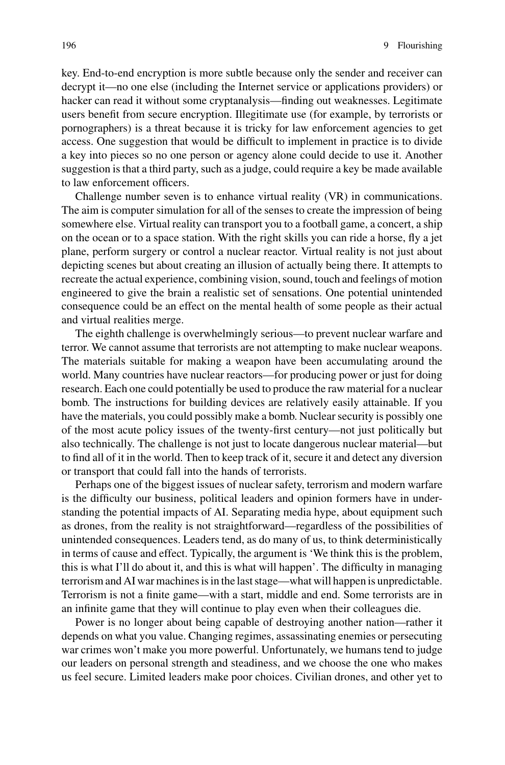key. End-to-end encryption is more subtle because only the sender and receiver can decrypt it—no one else (including the Internet service or applications providers) or hacker can read it without some cryptanalysis—finding out weaknesses. Legitimate users benefit from secure encryption. Illegitimate use (for example, by terrorists or pornographers) is a threat because it is tricky for law enforcement agencies to get access. One suggestion that would be difficult to implement in practice is to divide a key into pieces so no one person or agency alone could decide to use it. Another suggestion is that a third party, such as a judge, could require a key be made available to law enforcement officers.

Challenge number seven is to enhance virtual reality (VR) in communications. The aim is computer simulation for all of the senses to create the impression of being somewhere else. Virtual reality can transport you to a football game, a concert, a ship on the ocean or to a space station. With the right skills you can ride a horse, fly a jet plane, perform surgery or control a nuclear reactor. Virtual reality is not just about depicting scenes but about creating an illusion of actually being there. It attempts to recreate the actual experience, combining vision, sound, touch and feelings of motion engineered to give the brain a realistic set of sensations. One potential unintended consequence could be an effect on the mental health of some people as their actual and virtual realities merge.

The eighth challenge is overwhelmingly serious—to prevent nuclear warfare and terror. We cannot assume that terrorists are not attempting to make nuclear weapons. The materials suitable for making a weapon have been accumulating around the world. Many countries have nuclear reactors—for producing power or just for doing research. Each one could potentially be used to produce the raw material for a nuclear bomb. The instructions for building devices are relatively easily attainable. If you have the materials, you could possibly make a bomb. Nuclear security is possibly one of the most acute policy issues of the twenty-first century—not just politically but also technically. The challenge is not just to locate dangerous nuclear material—but to find all of it in the world. Then to keep track of it, secure it and detect any diversion or transport that could fall into the hands of terrorists.

Perhaps one of the biggest issues of nuclear safety, terrorism and modern warfare is the difficulty our business, political leaders and opinion formers have in understanding the potential impacts of AI. Separating media hype, about equipment such as drones, from the reality is not straightforward—regardless of the possibilities of unintended consequences. Leaders tend, as do many of us, to think deterministically in terms of cause and effect. Typically, the argument is 'We think this is the problem, this is what I'll do about it, and this is what will happen'. The difficulty in managing terrorism and AI war machines is in the last stage—what will happen is unpredictable. Terrorism is not a finite game—with a start, middle and end. Some terrorists are in an infinite game that they will continue to play even when their colleagues die.

Power is no longer about being capable of destroying another nation—rather it depends on what you value. Changing regimes, assassinating enemies or persecuting war crimes won't make you more powerful. Unfortunately, we humans tend to judge our leaders on personal strength and steadiness, and we choose the one who makes us feel secure. Limited leaders make poor choices. Civilian drones, and other yet to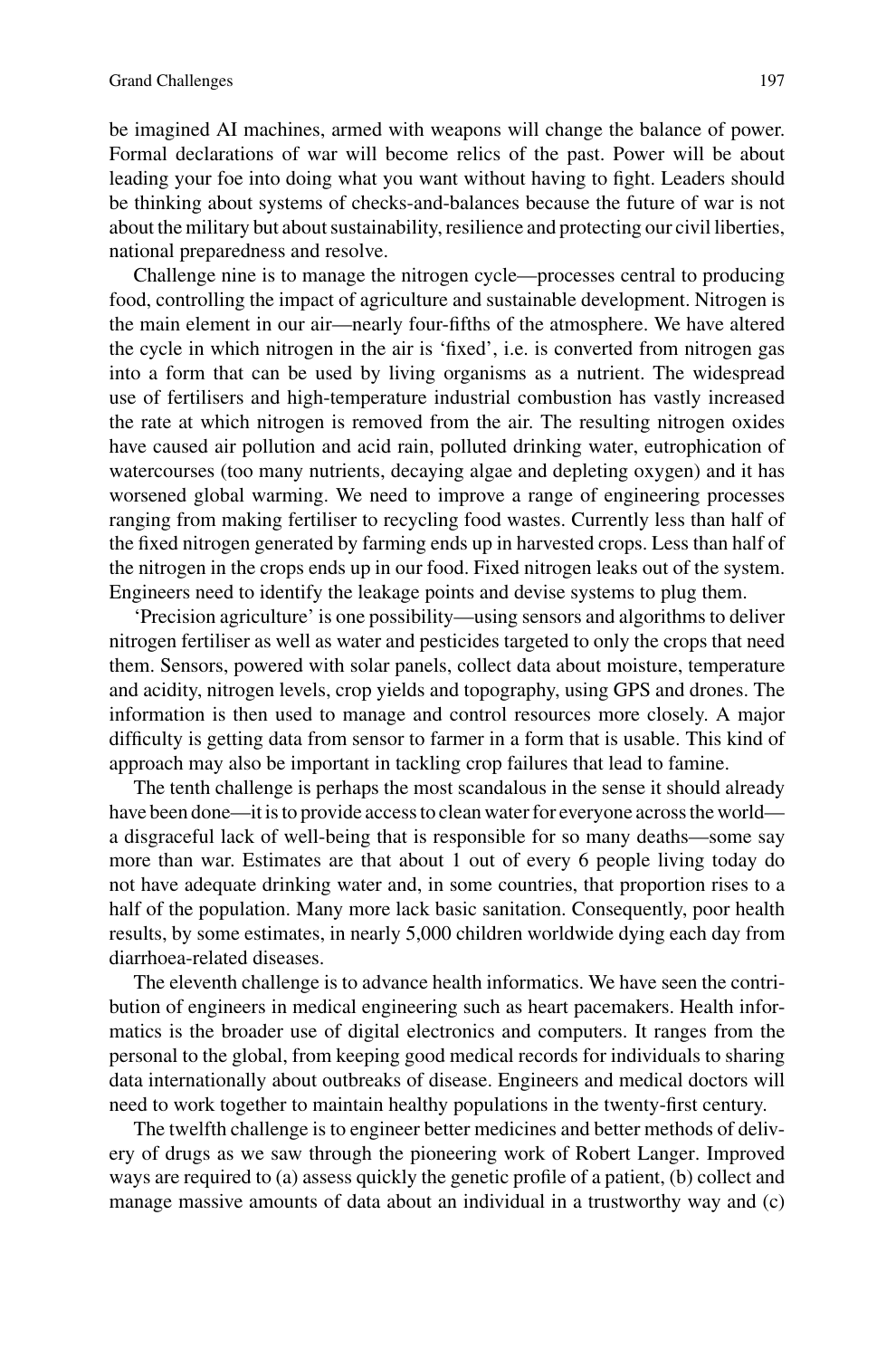be imagined AI machines, armed with weapons will change the balance of power. Formal declarations of war will become relics of the past. Power will be about leading your foe into doing what you want without having to fight. Leaders should be thinking about systems of checks-and-balances because the future of war is not about the military but about sustainability, resilience and protecting our civil liberties, national preparedness and resolve.

Challenge nine is to manage the nitrogen cycle—processes central to producing food, controlling the impact of agriculture and sustainable development. Nitrogen is the main element in our air—nearly four-fifths of the atmosphere. We have altered the cycle in which nitrogen in the air is 'fixed', i.e. is converted from nitrogen gas into a form that can be used by living organisms as a nutrient. The widespread use of fertilisers and high-temperature industrial combustion has vastly increased the rate at which nitrogen is removed from the air. The resulting nitrogen oxides have caused air pollution and acid rain, polluted drinking water, eutrophication of watercourses (too many nutrients, decaying algae and depleting oxygen) and it has worsened global warming. We need to improve a range of engineering processes ranging from making fertiliser to recycling food wastes. Currently less than half of the fixed nitrogen generated by farming ends up in harvested crops. Less than half of the nitrogen in the crops ends up in our food. Fixed nitrogen leaks out of the system. Engineers need to identify the leakage points and devise systems to plug them.

'Precision agriculture' is one possibility—using sensors and algorithms to deliver nitrogen fertiliser as well as water and pesticides targeted to only the crops that need them. Sensors, powered with solar panels, collect data about moisture, temperature and acidity, nitrogen levels, crop yields and topography, using GPS and drones. The information is then used to manage and control resources more closely. A major difficulty is getting data from sensor to farmer in a form that is usable. This kind of approach may also be important in tackling crop failures that lead to famine.

The tenth challenge is perhaps the most scandalous in the sense it should already have been done—it is to provide access to clean water for everyone across the world—a disgraceful lack of well-being that is responsible for so many deaths—some say more than war. Estimates are that about 1 out of every 6 people living today do not have adequate drinking water and, in some countries, that proportion rises to a half of the population. Many more lack basic sanitation. Consequently, poor health results, by some estimates, in nearly 5,000 children worldwide dying each day from diarrhoea-related diseases.

The eleventh challenge is to advance health informatics. We have seen the contribution of engineers in medical engineering such as heart pacemakers. Health informatics is the broader use of digital electronics and computers. It ranges from the personal to the global, from keeping good medical records for individuals to sharing data internationally about outbreaks of disease. Engineers and medical doctors will need to work together to maintain healthy populations in the twenty-first century.

The twelfth challenge is to engineer better medicines and better methods of delivery of drugs as we saw through the pioneering work of Robert Langer. Improved ways are required to (a) assess quickly the genetic profile of a patient, (b) collect and manage massive amounts of data about an individual in a trustworthy way and (c)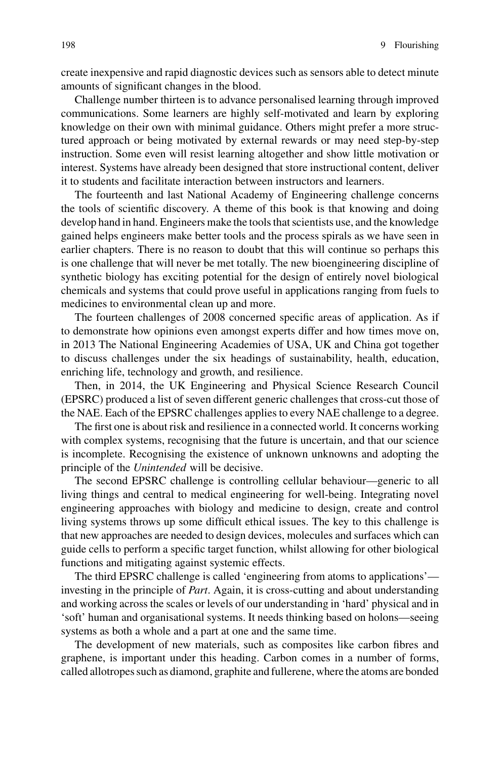create inexpensive and rapid diagnostic devices such as sensors able to detect minute amounts of significant changes in the blood.

Challenge number thirteen is to advance personalised learning through improved communications. Some learners are highly self-motivated and learn by exploring knowledge on their own with minimal guidance. Others might prefer a more structured approach or being motivated by external rewards or may need step-by-step instruction. Some even will resist learning altogether and show little motivation or interest. Systems have already been designed that store instructional content, deliver it to students and facilitate interaction between instructors and learners.

The fourteenth and last National Academy of Engineering challenge concerns the tools of scientific discovery. A theme of this book is that knowing and doing develop hand in hand. Engineers make the tools that scientists use, and the knowledge gained helps engineers make better tools and the process spirals as we have seen in earlier chapters. There is no reason to doubt that this will continue so perhaps this is one challenge that will never be met totally. The new bioengineering discipline of synthetic biology has exciting potential for the design of entirely novel biological chemicals and systems that could prove useful in applications ranging from fuels to medicines to environmental clean up and more.

The fourteen challenges of 2008 concerned specific areas of application. As if to demonstrate how opinions even amongst experts differ and how times move on, in 2013 The National Engineering Academies of USA, UK and China got together to discuss challenges under the six headings of sustainability, health, education, enriching life, technology and growth, and resilience.

Then, in 2014, the UK Engineering and Physical Science Research Council (EPSRC) produced a list of seven different generic challenges that cross-cut those of the NAE. Each of the EPSRC challenges applies to every NAE challenge to a degree.

The first one is about risk and resilience in a connected world. It concerns working with complex systems, recognising that the future is uncertain, and that our science is incomplete. Recognising the existence of unknown unknowns and adopting the principle of the *Unintended* will be decisive.

The second EPSRC challenge is controlling cellular behaviour—generic to all living things and central to medical engineering for well-being. Integrating novel engineering approaches with biology and medicine to design, create and control living systems throws up some difficult ethical issues. The key to this challenge is that new approaches are needed to design devices, molecules and surfaces which can guide cells to perform a specific target function, whilst allowing for other biological functions and mitigating against systemic effects.

The third EPSRC challenge is called 'engineering from atoms to applications'—investing in the principle of *Part*. Again, it is cross-cutting and about understanding and working across the scales or levels of our understanding in 'hard' physical and in 'soft' human and organisational systems. It needs thinking based on holons—seeing systems as both a whole and a part at one and the same time.

The development of new materials, such as composites like carbon fibres and graphene, is important under this heading. Carbon comes in a number of forms, called allotropes such as diamond, graphite and fullerene, where the atoms are bonded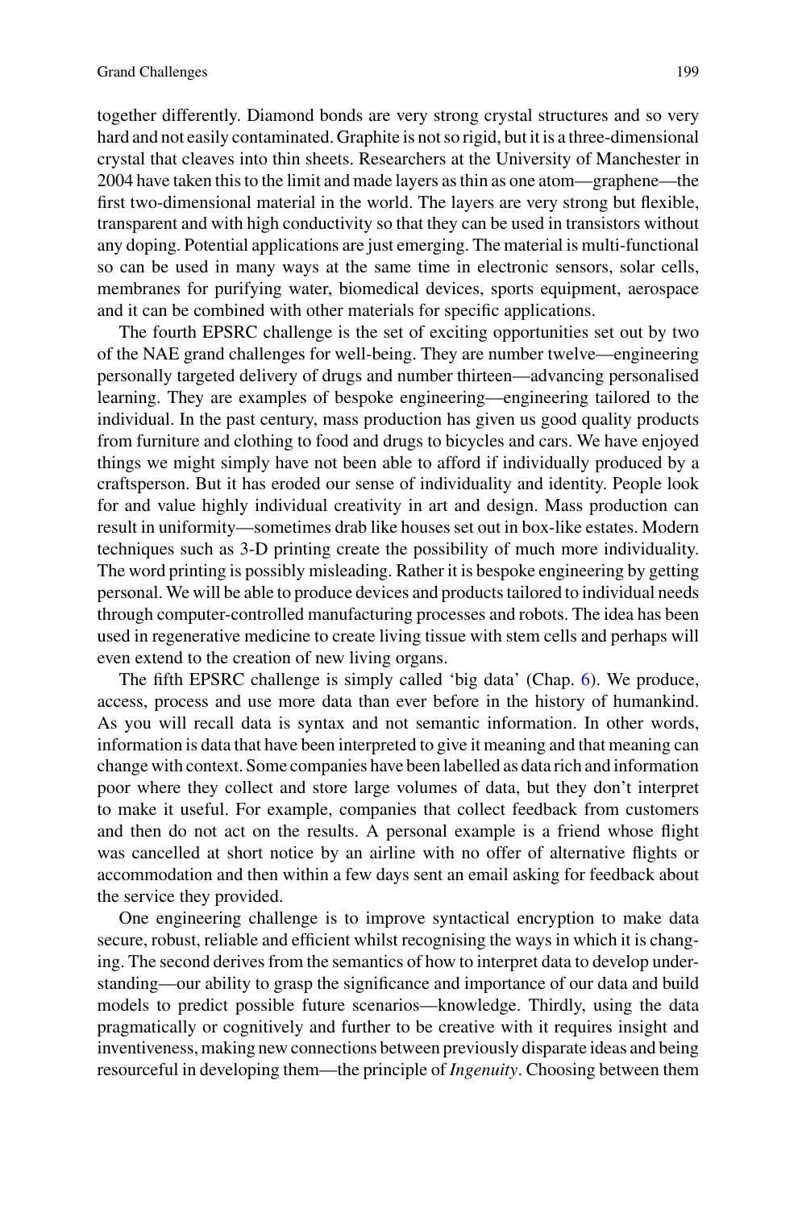together differently. Diamond bonds are very strong crystal structures and so very hard and not easily contaminated. Graphite is not so rigid, but it is a three-dimensional crystal that cleaves into thin sheets. Researchers at the University of Manchester in 2004 have taken this to the limit and made layers as thin as one atom—graphene—the first two-dimensional material in the world. The layers are very strong but flexible, transparent and with high conductivity so that they can be used in transistors without any doping. Potential applications are just emerging. The material is multi-functional so can be used in many ways at the same time in electronic sensors, solar cells, membranes for purifying water, biomedical devices, sports equipment, aerospace and it can be combined with other materials for specific applications.

The fourth EPSRC challenge is the set of exciting opportunities set out by two of the NAE grand challenges for well-being. They are number twelve—engineering personally targeted delivery of drugs and number thirteen—advancing personalised learning. They are examples of bespoke engineering—engineering tailored to the individual. In the past century, mass production has given us good quality products from furniture and clothing to food and drugs to bicycles and cars. We have enjoyed things we might simply have not been able to afford if individually produced by a craftsperson. But it has eroded our sense of individuality and identity. People look for and value highly individual creativity in art and design. Mass production can result in uniformity—sometimes drab like houses set out in box-like estates. Modern techniques such as 3-D printing create the possibility of much more individuality. The word printing is possibly misleading. Rather it is bespoke engineering by getting personal. We will be able to produce devices and products tailored to individual needs through computer-controlled manufacturing processes and robots. The idea has been used in regenerative medicine to create living tissue with stem cells and perhaps will even extend to the creation of new living organs.

The fifth EPSRC challenge is simply called 'big data' (Chap. 6). We produce, access, process and use more data than ever before in the history of humankind. As you will recall data is syntax and not semantic information. In other words, information is data that have been interpreted to give it meaning and that meaning can change with context. Some companies have been labelled as data rich and information poor where they collect and store large volumes of data, but they don't interpret to make it useful. For example, companies that collect feedback from customers and then do not act on the results. A personal example is a friend whose flight was cancelled at short notice by an airline with no offer of alternative flights or accommodation and then within a few days sent an email asking for feedback about the service they provided.

One engineering challenge is to improve syntactical encryption to make data secure, robust, reliable and efficient whilst recognising the ways in which it is changing. The second derives from the semantics of how to interpret data to develop understanding—our ability to grasp the significance and importance of our data and build models to predict possible future scenarios—knowledge. Thirdly, using the data pragmatically or cognitively and further to be creative with it requires insight and inventiveness, making new connections between previously disparate ideas and being resourceful in developing them—the principle of *Ingenuity*. Choosing between them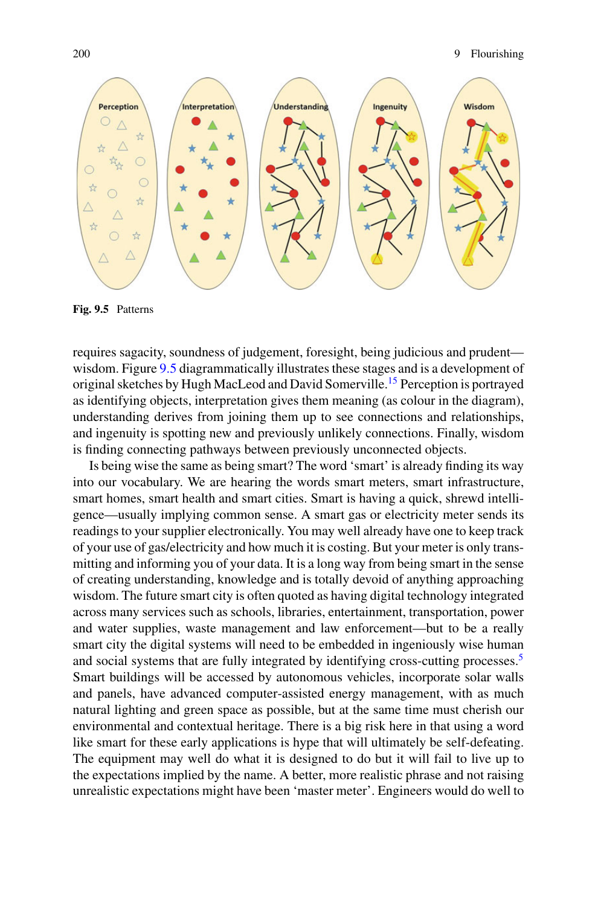Fig. 9.5 Patterns

requires sagacity, soundness of judgement, foresight, being judicious and prudent—wisdom. Figure 9.5 diagrammatically illustrates these stages and is a development of original sketches by Hugh MacLeod and David Somerville.[15] Perception is portrayed as identifying objects, interpretation gives them meaning (as colour in the diagram), understanding derives from joining them up to see connections and relationships, and ingenuity is spotting new and previously unlikely connections. Finally, wisdom is finding connecting pathways between previously unconnected objects.

Is being wise the same as being smart? The word 'smart' is already finding its way into our vocabulary. We are hearing the words smart meters, smart infrastructure, smart homes, smart health and smart cities. Smart is having a quick, shrewd intelligence—usually implying common sense. A smart gas or electricity meter sends its readings to your supplier electronically. You may well already have one to keep track of your use of gas/electricity and how much it is costing. But your meter is only transmitting and informing you of your data. It is a long way from being smart in the sense of creating understanding, knowledge and is totally devoid of anything approaching wisdom. The future smart city is often quoted as having digital technology integrated across many services such as schools, libraries, entertainment, transportation, power and water supplies, waste management and law enforcement—but to be a really smart city the digital systems will need to be embedded in ingeniously wise human and social systems that are fully integrated by identifying cross-cutting processes.[5] Smart buildings will be accessed by autonomous vehicles, incorporate solar walls and panels, have advanced computer-assisted energy management, with as much natural lighting and green space as possible, but at the same time must cherish our environmental and contextual heritage. There is a big risk here in that using a word like smart for these early applications is hype that will ultimately be self-defeating. The equipment may well do what it is designed to do but it will fail to live up to the expectations implied by the name. A better, more realistic phrase and not raising unrealistic expectations might have been 'master meter'. Engineers would do well to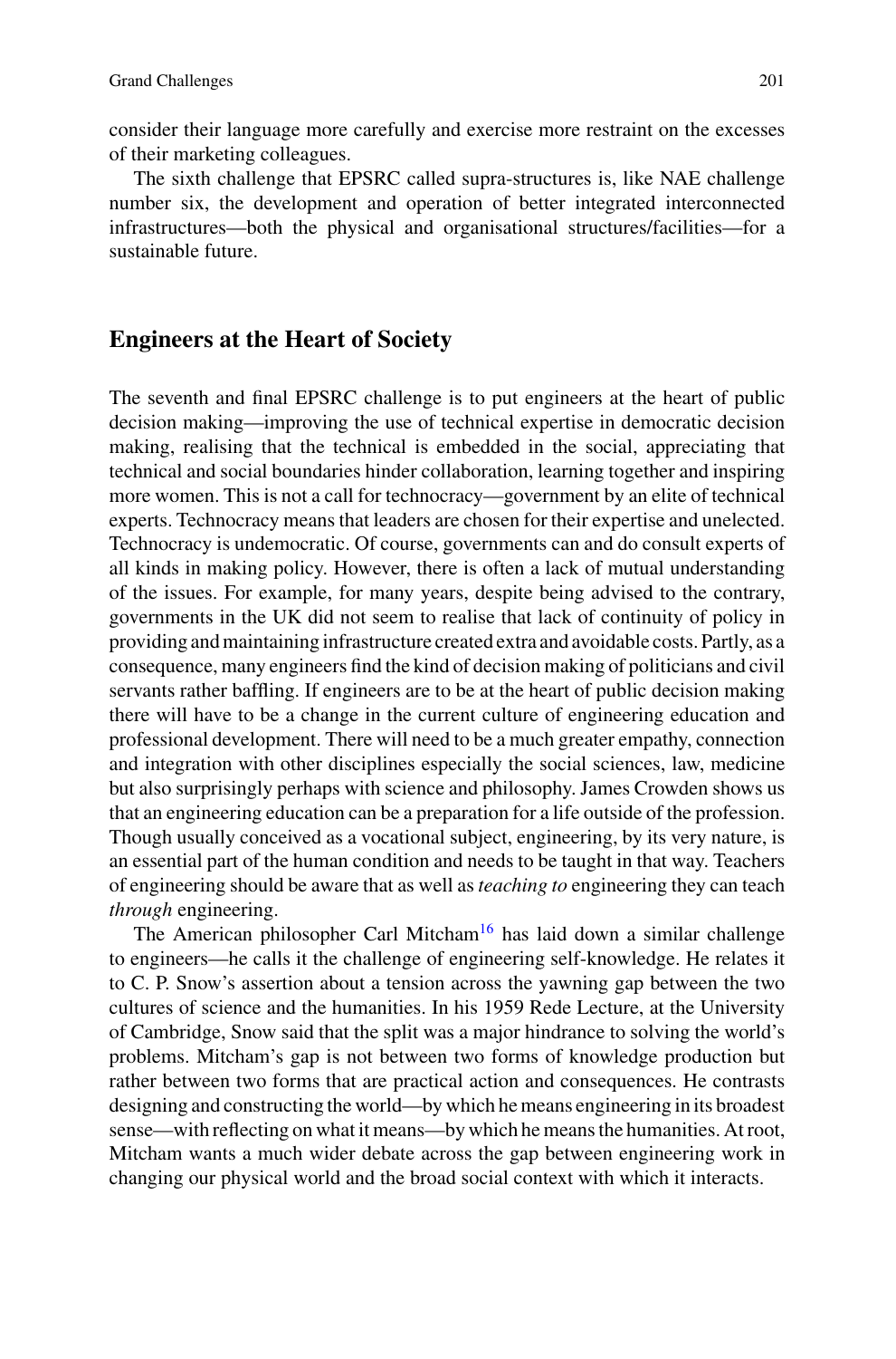consider their language more carefully and exercise more restraint on the excesses of their marketing colleagues.

The sixth challenge that EPSRC called supra-structures is, like NAE challenge number six, the development and operation of better integrated interconnected infrastructures—both the physical and organisational structures/facilities—for a sustainable future.

## Engineers at the Heart of Society

The seventh and final EPSRC challenge is to put engineers at the heart of public decision making—improving the use of technical expertise in democratic decision making, realising that the technical is embedded in the social, appreciating that technical and social boundaries hinder collaboration, learning together and inspiring more women. This is not a call for technocracy—government by an elite of technical experts. Technocracy means that leaders are chosen for their expertise and unelected. Technocracy is undemocratic. Of course, governments can and do consult experts of all kinds in making policy. However, there is often a lack of mutual understanding of the issues. For example, for many years, despite being advised to the contrary, governments in the UK did not seem to realise that lack of continuity of policy in providing and maintaining infrastructure created extra and avoidable costs. Partly, as a consequence, many engineers find the kind of decision making of politicians and civil servants rather baffling. If engineers are to be at the heart of public decision making there will have to be a change in the current culture of engineering education and professional development. There will need to be a much greater empathy, connection and integration with other disciplines especially the social sciences, law, medicine but also surprisingly perhaps with science and philosophy. James Crowden shows us that an engineering education can be a preparation for a life outside of the profession. Though usually conceived as a vocational subject, engineering, by its very nature, is an essential part of the human condition and needs to be taught in that way. Teachers of engineering should be aware that as well as *teaching to* engineering they can teach *through* engineering.

The American philosopher Carl Mitcham[16] has laid down a similar challenge to engineers—he calls it the challenge of engineering self-knowledge. He relates it to C. P. Snow's assertion about a tension across the yawning gap between the two cultures of science and the humanities. In his 1959 Rede Lecture, at the University of Cambridge, Snow said that the split was a major hindrance to solving the world's problems. Mitcham's gap is not between two forms of knowledge production but rather between two forms that are practical action and consequences. He contrasts designing and constructing the world—by which he means engineering in its broadest sense—with reflecting on what it means—by which he means the humanities. At root, Mitcham wants a much wider debate across the gap between engineering work in changing our physical world and the broad social context with which it interacts.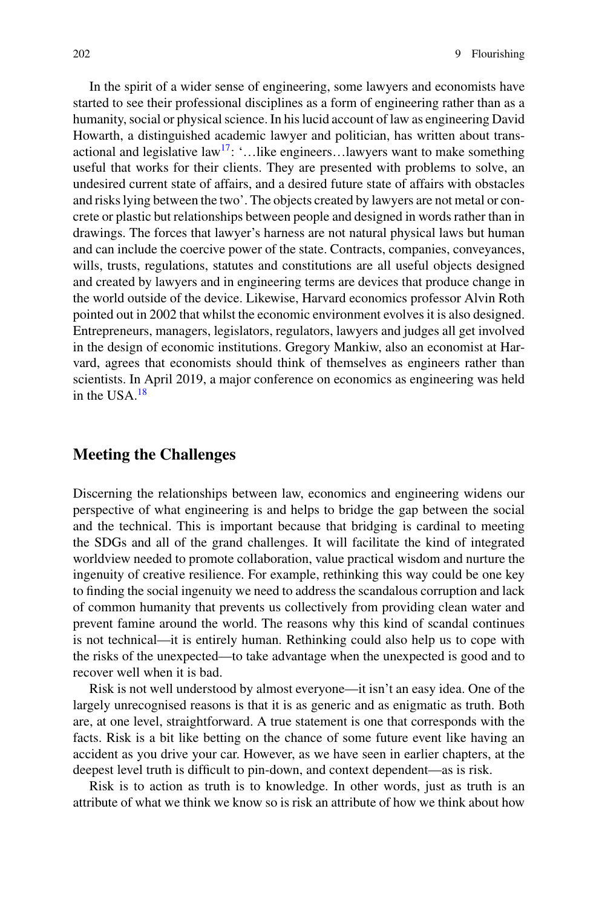In the spirit of a wider sense of engineering, some lawyers and economists have started to see their professional disciplines as a form of engineering rather than as a humanity, social or physical science. In his lucid account of law as engineering David Howarth, a distinguished academic lawyer and politician, has written about transactional and legislative law[17]: '…like engineers…lawyers want to make something useful that works for their clients. They are presented with problems to solve, an undesired current state of affairs, and a desired future state of affairs with obstacles and risks lying between the two'. The objects created by lawyers are not metal or concrete or plastic but relationships between people and designed in words rather than in drawings. The forces that lawyer's harness are not natural physical laws but human and can include the coercive power of the state. Contracts, companies, conveyances, wills, trusts, regulations, statutes and constitutions are all useful objects designed and created by lawyers and in engineering terms are devices that produce change in the world outside of the device. Likewise, Harvard economics professor Alvin Roth pointed out in 2002 that whilst the economic environment evolves it is also designed. Entrepreneurs, managers, legislators, regulators, lawyers and judges all get involved in the design of economic institutions. Gregory Mankiw, also an economist at Harvard, agrees that economists should think of themselves as engineers rather than scientists. In April 2019, a major conference on economics as engineering was held in the USA.[18]

## Meeting the Challenges

Discerning the relationships between law, economics and engineering widens our perspective of what engineering is and helps to bridge the gap between the social and the technical. This is important because that bridging is cardinal to meeting the SDGs and all of the grand challenges. It will facilitate the kind of integrated worldview needed to promote collaboration, value practical wisdom and nurture the ingenuity of creative resilience. For example, rethinking this way could be one key to finding the social ingenuity we need to address the scandalous corruption and lack of common humanity that prevents us collectively from providing clean water and prevent famine around the world. The reasons why this kind of scandal continues is not technical—it is entirely human. Rethinking could also help us to cope with the risks of the unexpected—to take advantage when the unexpected is good and to recover well when it is bad.

Risk is not well understood by almost everyone—it isn't an easy idea. One of the largely unrecognised reasons is that it is as generic and as enigmatic as truth. Both are, at one level, straightforward. A true statement is one that corresponds with the facts. Risk is a bit like betting on the chance of some future event like having an accident as you drive your car. However, as we have seen in earlier chapters, at the deepest level truth is difficult to pin-down, and context dependent—as is risk.

Risk is to action as truth is to knowledge. In other words, just as truth is an attribute of what we think we know so is risk an attribute of how we think about how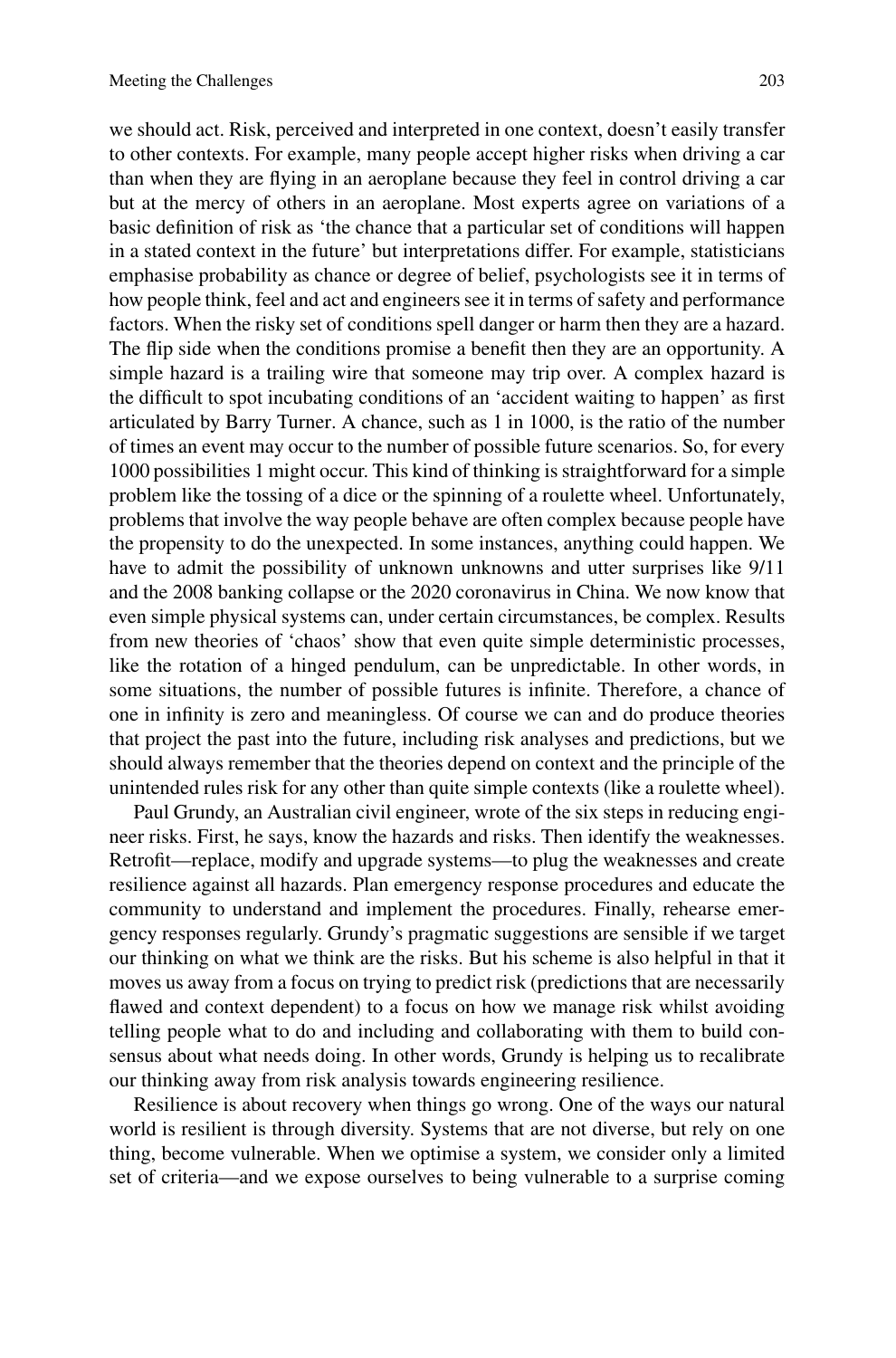we should act. Risk, perceived and interpreted in one context, doesn't easily transfer to other contexts. For example, many people accept higher risks when driving a car than when they are flying in an aeroplane because they feel in control driving a car but at the mercy of others in an aeroplane. Most experts agree on variations of a basic definition of risk as 'the chance that a particular set of conditions will happen in a stated context in the future' but interpretations differ. For example, statisticians emphasise probability as chance or degree of belief, psychologists see it in terms of how people think, feel and act and engineers see it in terms of safety and performance factors. When the risky set of conditions spell danger or harm then they are a hazard. The flip side when the conditions promise a benefit then they are an opportunity. A simple hazard is a trailing wire that someone may trip over. A complex hazard is the difficult to spot incubating conditions of an 'accident waiting to happen' as first articulated by Barry Turner. A chance, such as 1 in 1000, is the ratio of the number of times an event may occur to the number of possible future scenarios. So, for every 1000 possibilities 1 might occur. This kind of thinking is straightforward for a simple problem like the tossing of a dice or the spinning of a roulette wheel. Unfortunately, problems that involve the way people behave are often complex because people have the propensity to do the unexpected. In some instances, anything could happen. We have to admit the possibility of unknown unknowns and utter surprises like 9/11 and the 2008 banking collapse or the 2020 coronavirus in China. We now know that even simple physical systems can, under certain circumstances, be complex. Results from new theories of 'chaos' show that even quite simple deterministic processes, like the rotation of a hinged pendulum, can be unpredictable. In other words, in some situations, the number of possible futures is infinite. Therefore, a chance of one in infinity is zero and meaningless. Of course we can and do produce theories that project the past into the future, including risk analyses and predictions, but we should always remember that the theories depend on context and the principle of the unintended rules risk for any other than quite simple contexts (like a roulette wheel).

Paul Grundy, an Australian civil engineer, wrote of the six steps in reducing engineer risks. First, he says, know the hazards and risks. Then identify the weaknesses. Retrofit—replace, modify and upgrade systems—to plug the weaknesses and create resilience against all hazards. Plan emergency response procedures and educate the community to understand and implement the procedures. Finally, rehearse emergency responses regularly. Grundy's pragmatic suggestions are sensible if we target our thinking on what we think are the risks. But his scheme is also helpful in that it moves us away from a focus on trying to predict risk (predictions that are necessarily flawed and context dependent) to a focus on how we manage risk whilst avoiding telling people what to do and including and collaborating with them to build consensus about what needs doing. In other words, Grundy is helping us to recalibrate our thinking away from risk analysis towards engineering resilience.

Resilience is about recovery when things go wrong. One of the ways our natural world is resilient is through diversity. Systems that are not diverse, but rely on one thing, become vulnerable. When we optimise a system, we consider only a limited set of criteria—and we expose ourselves to being vulnerable to a surprise coming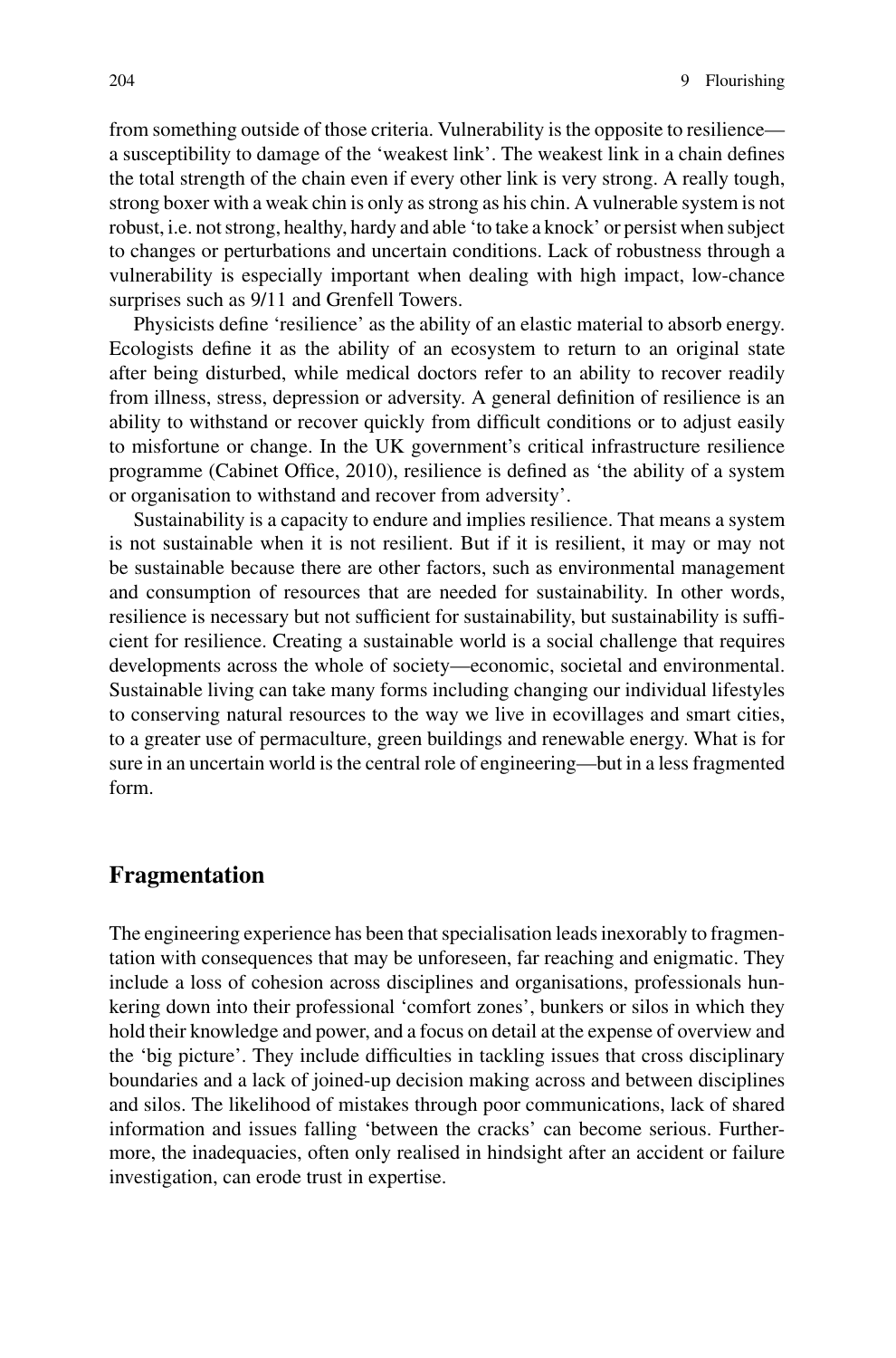from something outside of those criteria. Vulnerability is the opposite to resilience—a susceptibility to damage of the 'weakest link'. The weakest link in a chain defines the total strength of the chain even if every other link is very strong. A really tough, strong boxer with a weak chin is only as strong as his chin. A vulnerable system is not robust, i.e. not strong, healthy, hardy and able 'to take a knock' or persist when subject to changes or perturbations and uncertain conditions. Lack of robustness through a vulnerability is especially important when dealing with high impact, low-chance surprises such as 9/11 and Grenfell Towers.

Physicists define 'resilience' as the ability of an elastic material to absorb energy. Ecologists define it as the ability of an ecosystem to return to an original state after being disturbed, while medical doctors refer to an ability to recover readily from illness, stress, depression or adversity. A general definition of resilience is an ability to withstand or recover quickly from difficult conditions or to adjust easily to misfortune or change. In the UK government's critical infrastructure resilience programme (Cabinet Office, 2010), resilience is defined as 'the ability of a system or organisation to withstand and recover from adversity'.

Sustainability is a capacity to endure and implies resilience. That means a system is not sustainable when it is not resilient. But if it is resilient, it may or may not be sustainable because there are other factors, such as environmental management and consumption of resources that are needed for sustainability. In other words, resilience is necessary but not sufficient for sustainability, but sustainability is sufficient for resilience. Creating a sustainable world is a social challenge that requires developments across the whole of society—economic, societal and environmental. Sustainable living can take many forms including changing our individual lifestyles to conserving natural resources to the way we live in ecovillages and smart cities, to a greater use of permaculture, green buildings and renewable energy. What is for sure in an uncertain world is the central role of engineering—but in a less fragmented form.

## Fragmentation

The engineering experience has been that specialisation leads inexorably to fragmentation with consequences that may be unforeseen, far reaching and enigmatic. They include a loss of cohesion across disciplines and organisations, professionals hunkering down into their professional 'comfort zones', bunkers or silos in which they hold their knowledge and power, and a focus on detail at the expense of overview and the 'big picture'. They include difficulties in tackling issues that cross disciplinary boundaries and a lack of joined-up decision making across and between disciplines and silos. The likelihood of mistakes through poor communications, lack of shared information and issues falling 'between the cracks' can become serious. Furthermore, the inadequacies, often only realised in hindsight after an accident or failure investigation, can erode trust in expertise.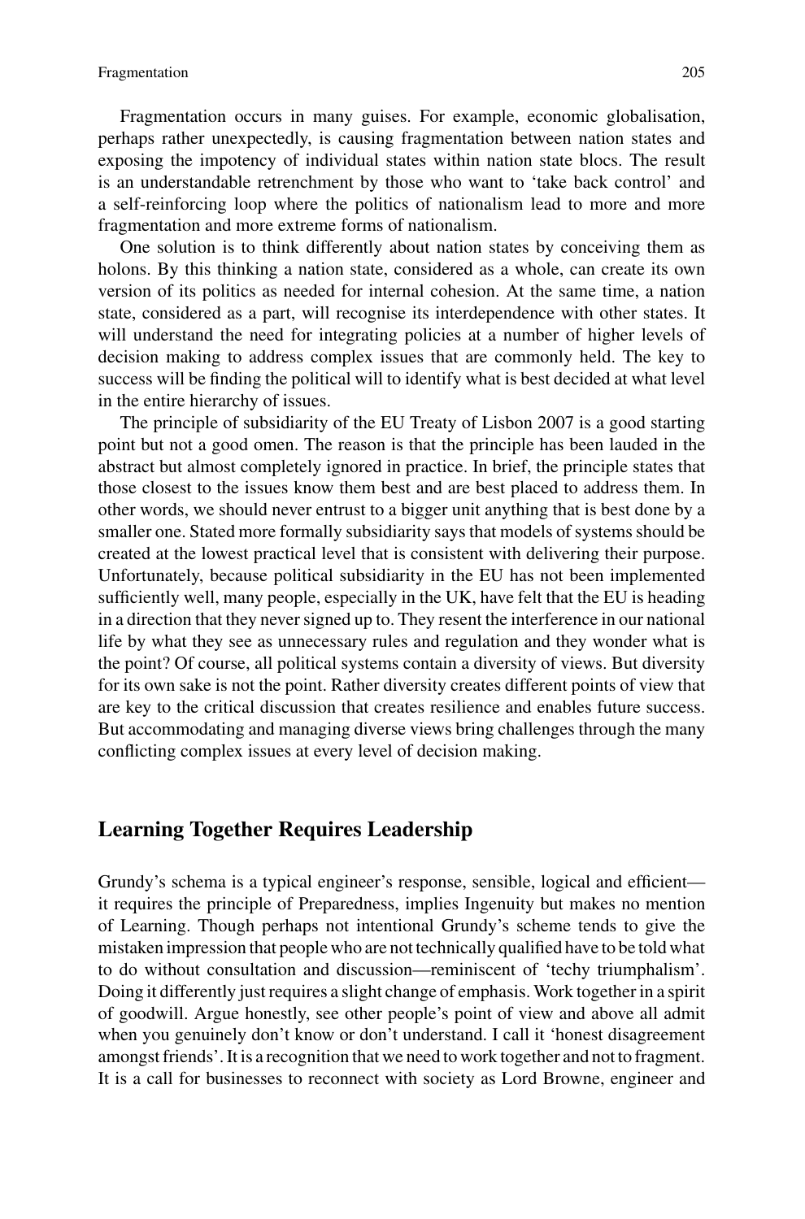Fragmentation occurs in many guises. For example, economic globalisation, perhaps rather unexpectedly, is causing fragmentation between nation states and exposing the impotency of individual states within nation state blocs. The result is an understandable retrenchment by those who want to 'take back control' and a self-reinforcing loop where the politics of nationalism lead to more and more fragmentation and more extreme forms of nationalism.

One solution is to think differently about nation states by conceiving them as holons. By this thinking a nation state, considered as a whole, can create its own version of its politics as needed for internal cohesion. At the same time, a nation state, considered as a part, will recognise its interdependence with other states. It will understand the need for integrating policies at a number of higher levels of decision making to address complex issues that are commonly held. The key to success will be finding the political will to identify what is best decided at what level in the entire hierarchy of issues.

The principle of subsidiarity of the EU Treaty of Lisbon 2007 is a good starting point but not a good omen. The reason is that the principle has been lauded in the abstract but almost completely ignored in practice. In brief, the principle states that those closest to the issues know them best and are best placed to address them. In other words, we should never entrust to a bigger unit anything that is best done by a smaller one. Stated more formally subsidiarity says that models of systems should be created at the lowest practical level that is consistent with delivering their purpose. Unfortunately, because political subsidiarity in the EU has not been implemented sufficiently well, many people, especially in the UK, have felt that the EU is heading in a direction that they never signed up to. They resent the interference in our national life by what they see as unnecessary rules and regulation and they wonder what is the point? Of course, all political systems contain a diversity of views. But diversity for its own sake is not the point. Rather diversity creates different points of view that are key to the critical discussion that creates resilience and enables future success. But accommodating and managing diverse views bring challenges through the many conflicting complex issues at every level of decision making.

## Learning Together Requires Leadership

Grundy's schema is a typical engineer's response, sensible, logical and efficient—it requires the principle of Preparedness, implies Ingenuity but makes no mention of Learning. Though perhaps not intentional Grundy's scheme tends to give the mistaken impression that people who are not technically qualified have to be told what to do without consultation and discussion—reminiscent of 'techy triumphalism'. Doing it differently just requires a slight change of emphasis. Work together in a spirit of goodwill. Argue honestly, see other people's point of view and above all admit when you genuinely don't know or don't understand. I call it 'honest disagreement amongst friends'. It is a recognition that we need to work together and not to fragment. It is a call for businesses to reconnect with society as Lord Browne, engineer and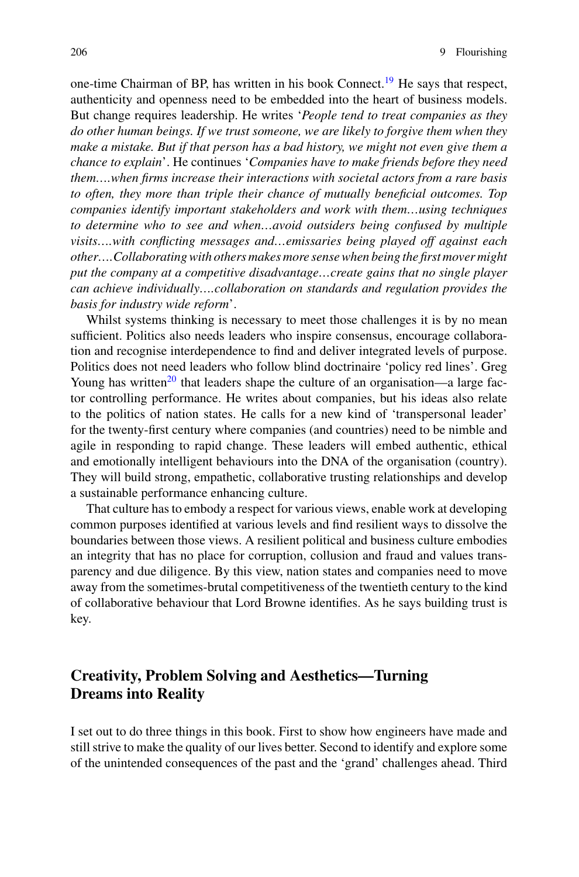one-time Chairman of BP, has written in his book Connect.[19] He says that respect, authenticity and openness need to be embedded into the heart of business models. But change requires leadership. He writes '*People tend to treat companies as they do other human beings. If we trust someone, we are likely to forgive them when they make a mistake. But if that person has a bad history, we might not even give them a chance to explain*'. He continues '*Companies have to make friends before they need them….when firms increase their interactions with societal actors from a rare basis to often, they more than triple their chance of mutually beneficial outcomes. Top companies identify important stakeholders and work with them…using techniques to determine who to see and when…avoid outsiders being confused by multiple visits….with conflicting messages and…emissaries being played off against each other….Collaborating with others makes more sense when being the first mover might put the company at a competitive disadvantage…create gains that no single player can achieve individually….collaboration on standards and regulation provides the basis for industry wide reform*'.

Whilst systems thinking is necessary to meet those challenges it is by no mean sufficient. Politics also needs leaders who inspire consensus, encourage collaboration and recognise interdependence to find and deliver integrated levels of purpose. Politics does not need leaders who follow blind doctrinaire 'policy red lines'. Greg Young has written[20] that leaders shape the culture of an organisation—a large factor controlling performance. He writes about companies, but his ideas also relate to the politics of nation states. He calls for a new kind of 'transpersonal leader' for the twenty-first century where companies (and countries) need to be nimble and agile in responding to rapid change. These leaders will embed authentic, ethical and emotionally intelligent behaviours into the DNA of the organisation (country). They will build strong, empathetic, collaborative trusting relationships and develop a sustainable performance enhancing culture.

That culture has to embody a respect for various views, enable work at developing common purposes identified at various levels and find resilient ways to dissolve the boundaries between those views. A resilient political and business culture embodies an integrity that has no place for corruption, collusion and fraud and values transparency and due diligence. By this view, nation states and companies need to move away from the sometimes-brutal competitiveness of the twentieth century to the kind of collaborative behaviour that Lord Browne identifies. As he says building trust is key.

## Creativity, Problem Solving and Aesthetics—Turning Dreams into Reality

I set out to do three things in this book. First to show how engineers have made and still strive to make the quality of our lives better. Second to identify and explore some of the unintended consequences of the past and the 'grand' challenges ahead. Third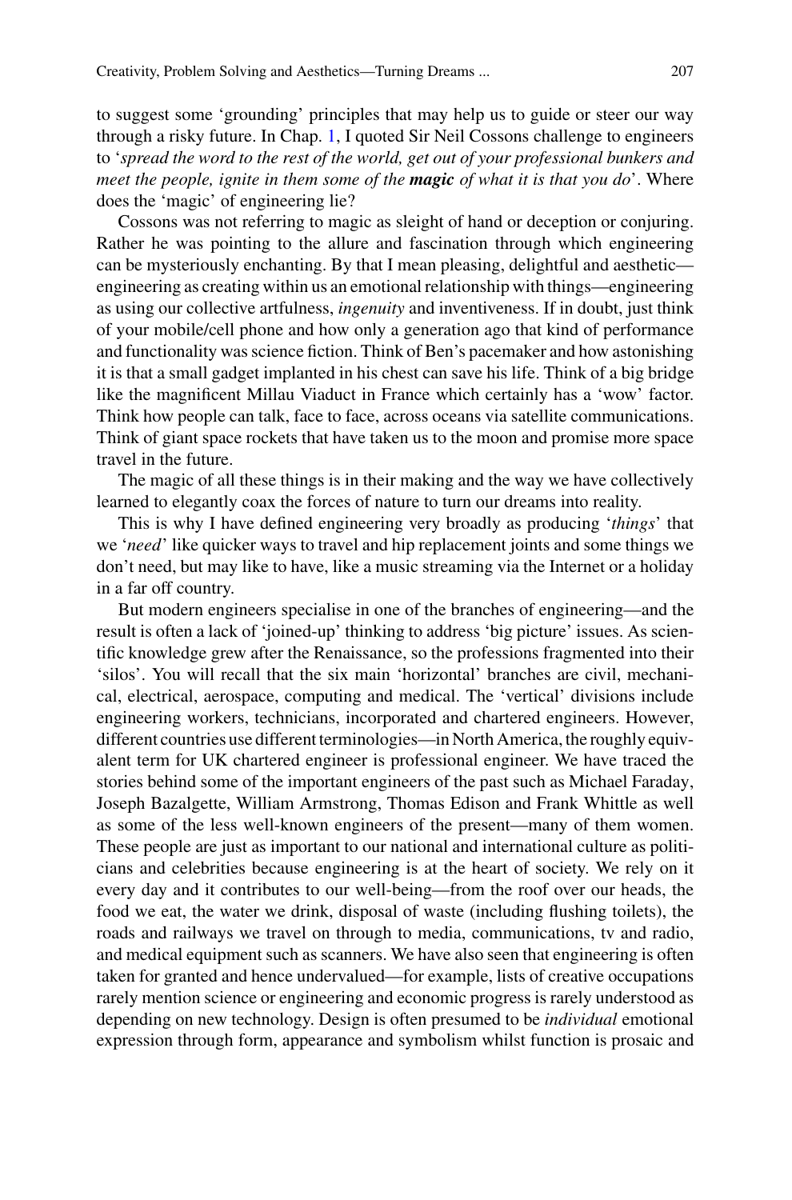to suggest some 'grounding' principles that may help us to guide or steer our way through a risky future. In Chap. 1, I quoted Sir Neil Cossons challenge to engineers to '*spread the word to the rest of the world, get out of your professional bunkers and meet the people, ignite in them some of the* ***magic*** *of what it is that you do*'. Where does the 'magic' of engineering lie?

Cossons was not referring to magic as sleight of hand or deception or conjuring. Rather he was pointing to the allure and fascination through which engineering can be mysteriously enchanting. By that I mean pleasing, delightful and aesthetic—engineering as creating within us an emotional relationship with things—engineering as using our collective artfulness, *ingenuity* and inventiveness. If in doubt, just think of your mobile/cell phone and how only a generation ago that kind of performance and functionality was science fiction. Think of Ben's pacemaker and how astonishing it is that a small gadget implanted in his chest can save his life. Think of a big bridge like the magnificent Millau Viaduct in France which certainly has a 'wow' factor. Think how people can talk, face to face, across oceans via satellite communications. Think of giant space rockets that have taken us to the moon and promise more space travel in the future.

The magic of all these things is in their making and the way we have collectively learned to elegantly coax the forces of nature to turn our dreams into reality.

This is why I have defined engineering very broadly as producing '*things*' that we '*need*' like quicker ways to travel and hip replacement joints and some things we don't need, but may like to have, like a music streaming via the Internet or a holiday in a far off country.

But modern engineers specialise in one of the branches of engineering—and the result is often a lack of 'joined-up' thinking to address 'big picture' issues. As scientific knowledge grew after the Renaissance, so the professions fragmented into their 'silos'. You will recall that the six main 'horizontal' branches are civil, mechanical, electrical, aerospace, computing and medical. The 'vertical' divisions include engineering workers, technicians, incorporated and chartered engineers. However, different countries use different terminologies—in North America, the roughly equivalent term for UK chartered engineer is professional engineer. We have traced the stories behind some of the important engineers of the past such as Michael Faraday, Joseph Bazalgette, William Armstrong, Thomas Edison and Frank Whittle as well as some of the less well-known engineers of the present—many of them women. These people are just as important to our national and international culture as politicians and celebrities because engineering is at the heart of society. We rely on it every day and it contributes to our well-being—from the roof over our heads, the food we eat, the water we drink, disposal of waste (including flushing toilets), the roads and railways we travel on through to media, communications, tv and radio, and medical equipment such as scanners. We have also seen that engineering is often taken for granted and hence undervalued—for example, lists of creative occupations rarely mention science or engineering and economic progress is rarely understood as depending on new technology. Design is often presumed to be *individual* emotional expression through form, appearance and symbolism whilst function is prosaic and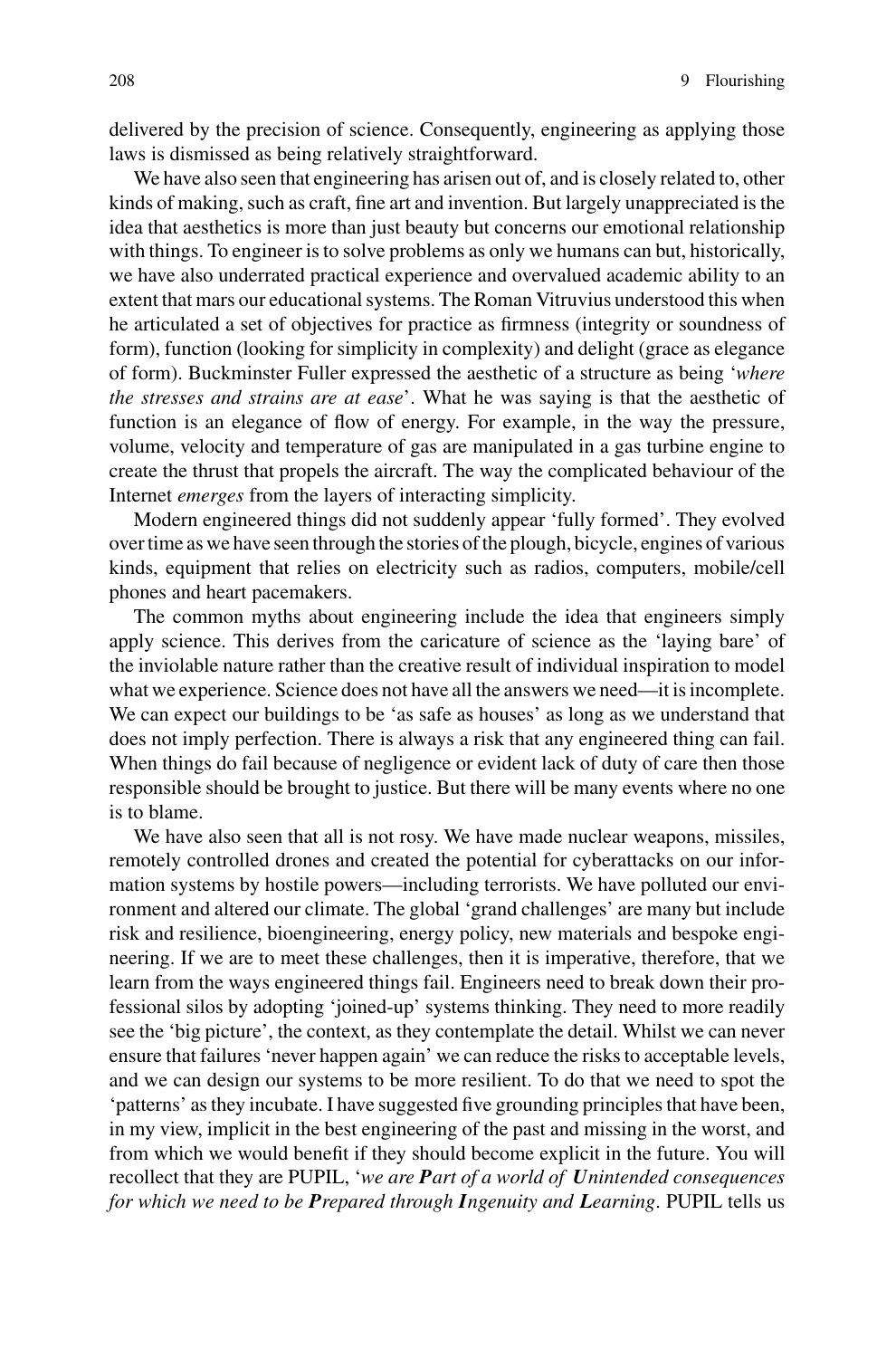delivered by the precision of science. Consequently, engineering as applying those laws is dismissed as being relatively straightforward.

We have also seen that engineering has arisen out of, and is closely related to, other kinds of making, such as craft, fine art and invention. But largely unappreciated is the idea that aesthetics is more than just beauty but concerns our emotional relationship with things. To engineer is to solve problems as only we humans can but, historically, we have also underrated practical experience and overvalued academic ability to an extent that mars our educational systems. The Roman Vitruvius understood this when he articulated a set of objectives for practice as firmness (integrity or soundness of form), function (looking for simplicity in complexity) and delight (grace as elegance of form). Buckminster Fuller expressed the aesthetic of a structure as being '*where the stresses and strains are at ease*'. What he was saying is that the aesthetic of function is an elegance of flow of energy. For example, in the way the pressure, volume, velocity and temperature of gas are manipulated in a gas turbine engine to create the thrust that propels the aircraft. The way the complicated behaviour of the Internet *emerges* from the layers of interacting simplicity.

Modern engineered things did not suddenly appear 'fully formed'. They evolved over time as we have seen through the stories of the plough, bicycle, engines of various kinds, equipment that relies on electricity such as radios, computers, mobile/cell phones and heart pacemakers.

The common myths about engineering include the idea that engineers simply apply science. This derives from the caricature of science as the 'laying bare' of the inviolable nature rather than the creative result of individual inspiration to model what we experience. Science does not have all the answers we need—it is incomplete. We can expect our buildings to be 'as safe as houses' as long as we understand that does not imply perfection. There is always a risk that any engineered thing can fail. When things do fail because of negligence or evident lack of duty of care then those responsible should be brought to justice. But there will be many events where no one is to blame.

We have also seen that all is not rosy. We have made nuclear weapons, missiles, remotely controlled drones and created the potential for cyberattacks on our information systems by hostile powers—including terrorists. We have polluted our environment and altered our climate. The global 'grand challenges' are many but include risk and resilience, bioengineering, energy policy, new materials and bespoke engineering. If we are to meet these challenges, then it is imperative, therefore, that we learn from the ways engineered things fail. Engineers need to break down their professional silos by adopting 'joined-up' systems thinking. They need to more readily see the 'big picture', the context, as they contemplate the detail. Whilst we can never ensure that failures 'never happen again' we can reduce the risks to acceptable levels, and we can design our systems to be more resilient. To do that we need to spot the 'patterns' as they incubate. I have suggested five grounding principles that have been, in my view, implicit in the best engineering of the past and missing in the worst, and from which we would benefit if they should become explicit in the future. You will recollect that they are PUPIL, '*we are **P**art of a world of **U**nintended consequences for which we need to be **P**repared through **I**ngenuity and **L**earning*. PUPIL tells us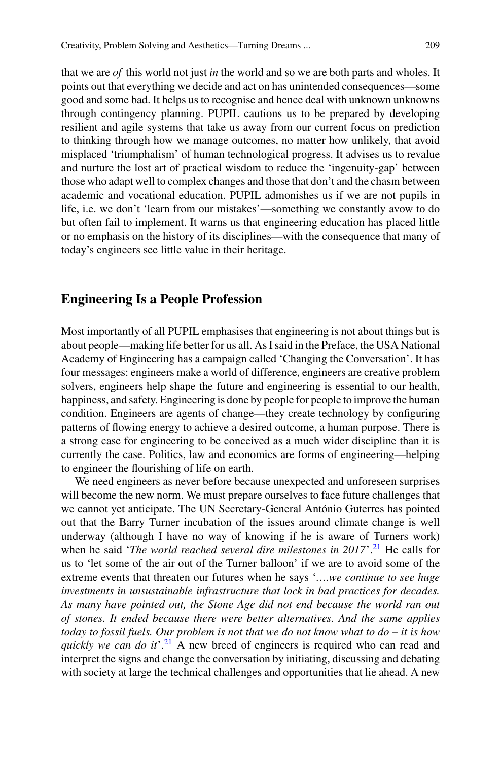that we are *of* this world not just *in* the world and so we are both parts and wholes. It points out that everything we decide and act on has unintended consequences—some good and some bad. It helps us to recognise and hence deal with unknown unknowns through contingency planning. PUPIL cautions us to be prepared by developing resilient and agile systems that take us away from our current focus on prediction to thinking through how we manage outcomes, no matter how unlikely, that avoid misplaced 'triumphalism' of human technological progress. It advises us to revalue and nurture the lost art of practical wisdom to reduce the 'ingenuity-gap' between those who adapt well to complex changes and those that don't and the chasm between academic and vocational education. PUPIL admonishes us if we are not pupils in life, i.e. we don't 'learn from our mistakes'—something we constantly avow to do but often fail to implement. It warns us that engineering education has placed little or no emphasis on the history of its disciplines—with the consequence that many of today's engineers see little value in their heritage.

## Engineering Is a People Profession

Most importantly of all PUPIL emphasises that engineering is not about things but is about people—making life better for us all. As I said in the Preface, the USA National Academy of Engineering has a campaign called 'Changing the Conversation'. It has four messages: engineers make a world of difference, engineers are creative problem solvers, engineers help shape the future and engineering is essential to our health, happiness, and safety. Engineering is done by people for people to improve the human condition. Engineers are agents of change—they create technology by configuring patterns of flowing energy to achieve a desired outcome, a human purpose. There is a strong case for engineering to be conceived as a much wider discipline than it is currently the case. Politics, law and economics are forms of engineering—helping to engineer the flourishing of life on earth.

We need engineers as never before because unexpected and unforeseen surprises will become the new norm. We must prepare ourselves to face future challenges that we cannot yet anticipate. The UN Secretary-General António Guterres has pointed out that the Barry Turner incubation of the issues around climate change is well underway (although I have no way of knowing if he is aware of Turners work) when he said '*The world reached several dire milestones in 2017*'.[21] He calls for us to 'let some of the air out of the Turner balloon' if we are to avoid some of the extreme events that threaten our futures when he says '*….we continue to see huge investments in unsustainable infrastructure that lock in bad practices for decades. As many have pointed out, the Stone Age did not end because the world ran out of stones. It ended because there were better alternatives. And the same applies today to fossil fuels. Our problem is not that we do not know what to do – it is how quickly we can do it*'.[21] A new breed of engineers is required who can read and interpret the signs and change the conversation by initiating, discussing and debating with society at large the technical challenges and opportunities that lie ahead. A new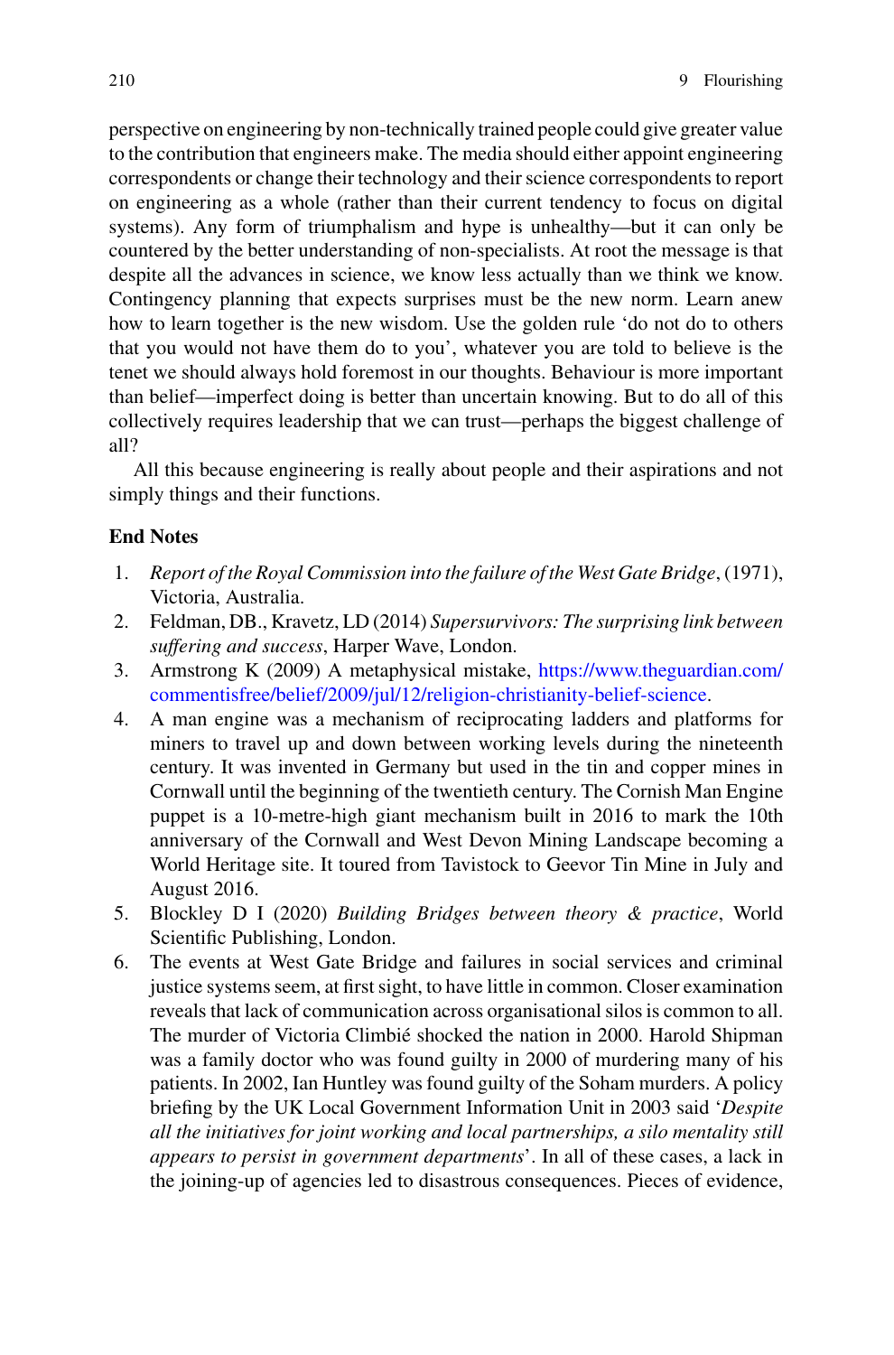perspective on engineering by non-technically trained people could give greater value to the contribution that engineers make. The media should either appoint engineering correspondents or change their technology and their science correspondents to report on engineering as a whole (rather than their current tendency to focus on digital systems). Any form of triumphalism and hype is unhealthy—but it can only be countered by the better understanding of non-specialists. At root the message is that despite all the advances in science, we know less actually than we think we know. Contingency planning that expects surprises must be the new norm. Learn anew how to learn together is the new wisdom. Use the golden rule 'do not do to others that you would not have them do to you', whatever you are told to believe is the tenet we should always hold foremost in our thoughts. Behaviour is more important than belief—imperfect doing is better than uncertain knowing. But to do all of this collectively requires leadership that we can trust—perhaps the biggest challenge of all?

All this because engineering is really about people and their aspirations and not simply things and their functions.

**End Notes**

1. *Report of the Royal Commission into the failure of the West Gate Bridge*, (1971), Victoria, Australia.
2. Feldman, DB., Kravetz, LD (2014) *Supersurvivors: The surprising link between suffering and success*, Harper Wave, London.
3. Armstrong K (2009) A metaphysical mistake, https://www.theguardian.com/commentisfree/belief/2009/jul/12/religion-christianity-belief-science.
4. A man engine was a mechanism of reciprocating ladders and platforms for miners to travel up and down between working levels during the nineteenth century. It was invented in Germany but used in the tin and copper mines in Cornwall until the beginning of the twentieth century. The Cornish Man Engine puppet is a 10-metre-high giant mechanism built in 2016 to mark the 10th anniversary of the Cornwall and West Devon Mining Landscape becoming a World Heritage site. It toured from Tavistock to Geevor Tin Mine in July and August 2016.
5. Blockley D I (2020) *Building Bridges between theory & practice*, World Scientific Publishing, London.
6. The events at West Gate Bridge and failures in social services and criminal justice systems seem, at first sight, to have little in common. Closer examination reveals that lack of communication across organisational silos is common to all. The murder of Victoria Climbié shocked the nation in 2000. Harold Shipman was a family doctor who was found guilty in 2000 of murdering many of his patients. In 2002, Ian Huntley was found guilty of the Soham murders. A policy briefing by the UK Local Government Information Unit in 2003 said '*Despite all the initiatives for joint working and local partnerships, a silo mentality still appears to persist in government departments*'. In all of these cases, a lack in the joining-up of agencies led to disastrous consequences. Pieces of evidence,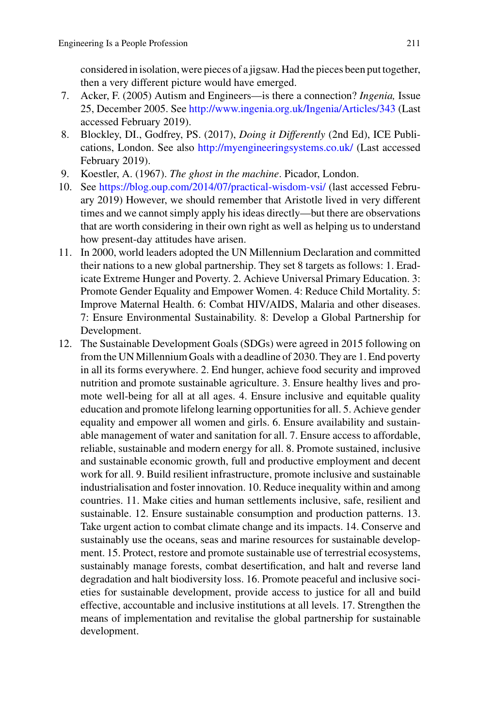considered in isolation, were pieces of a jigsaw. Had the pieces been put together, then a very different picture would have emerged.

7. Acker, F. (2005) Autism and Engineers—is there a connection? *Ingenia,* Issue 25, December 2005. See http://www.ingenia.org.uk/Ingenia/Articles/343 (Last accessed February 2019).
8. Blockley, DI., Godfrey, PS. (2017), *Doing it Differently* (2nd Ed), ICE Publications, London. See also http://myengineeringsystems.co.uk/ (Last accessed February 2019).
9. Koestler, A. (1967). *The ghost in the machine*. Picador, London.
10. See https://blog.oup.com/2014/07/practical-wisdom-vsi/ (last accessed February 2019) However, we should remember that Aristotle lived in very different times and we cannot simply apply his ideas directly—but there are observations that are worth considering in their own right as well as helping us to understand how present-day attitudes have arisen.
11. In 2000, world leaders adopted the UN Millennium Declaration and committed their nations to a new global partnership. They set 8 targets as follows: 1. Eradicate Extreme Hunger and Poverty. 2. Achieve Universal Primary Education. 3: Promote Gender Equality and Empower Women. 4: Reduce Child Mortality. 5: Improve Maternal Health. 6: Combat HIV/AIDS, Malaria and other diseases. 7: Ensure Environmental Sustainability. 8: Develop a Global Partnership for Development.
12. The Sustainable Development Goals (SDGs) were agreed in 2015 following on from the UN Millennium Goals with a deadline of 2030. They are 1. End poverty in all its forms everywhere. 2. End hunger, achieve food security and improved nutrition and promote sustainable agriculture. 3. Ensure healthy lives and promote well-being for all at all ages. 4. Ensure inclusive and equitable quality education and promote lifelong learning opportunities for all. 5. Achieve gender equality and empower all women and girls. 6. Ensure availability and sustainable management of water and sanitation for all. 7. Ensure access to affordable, reliable, sustainable and modern energy for all. 8. Promote sustained, inclusive and sustainable economic growth, full and productive employment and decent work for all. 9. Build resilient infrastructure, promote inclusive and sustainable industrialisation and foster innovation. 10. Reduce inequality within and among countries. 11. Make cities and human settlements inclusive, safe, resilient and sustainable. 12. Ensure sustainable consumption and production patterns. 13. Take urgent action to combat climate change and its impacts. 14. Conserve and sustainably use the oceans, seas and marine resources for sustainable development. 15. Protect, restore and promote sustainable use of terrestrial ecosystems, sustainably manage forests, combat desertification, and halt and reverse land degradation and halt biodiversity loss. 16. Promote peaceful and inclusive societies for sustainable development, provide access to justice for all and build effective, accountable and inclusive institutions at all levels. 17. Strengthen the means of implementation and revitalise the global partnership for sustainable development.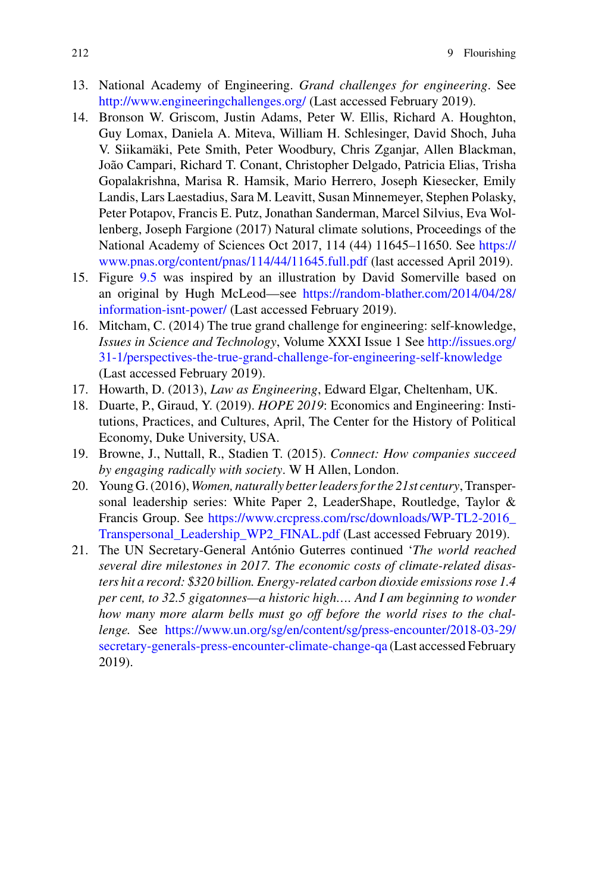13. National Academy of Engineering. *Grand challenges for engineering*. See http://www.engineeringchallenges.org/ (Last accessed February 2019).
14. Bronson W. Griscom, Justin Adams, Peter W. Ellis, Richard A. Houghton, Guy Lomax, Daniela A. Miteva, William H. Schlesinger, David Shoch, Juha V. Siikamäki, Pete Smith, Peter Woodbury, Chris Zganjar, Allen Blackman, João Campari, Richard T. Conant, Christopher Delgado, Patricia Elias, Trisha Gopalakrishna, Marisa R. Hamsik, Mario Herrero, Joseph Kiesecker, Emily Landis, Lars Laestadius, Sara M. Leavitt, Susan Minnemeyer, Stephen Polasky, Peter Potapov, Francis E. Putz, Jonathan Sanderman, Marcel Silvius, Eva Wollenberg, Joseph Fargione (2017) Natural climate solutions, Proceedings of the National Academy of Sciences Oct 2017, 114 (44) 11645–11650. See https://www.pnas.org/content/pnas/114/44/11645.full.pdf (last accessed April 2019).
15. Figure 9.5 was inspired by an illustration by David Somerville based on an original by Hugh McLeod—see https://random-blather.com/2014/04/28/information-isnt-power/ (Last accessed February 2019).
16. Mitcham, C. (2014) The true grand challenge for engineering: self-knowledge, *Issues in Science and Technology*, Volume XXXI Issue 1 See http://issues.org/31-1/perspectives-the-true-grand-challenge-for-engineering-self-knowledge (Last accessed February 2019).
17. Howarth, D. (2013), *Law as Engineering*, Edward Elgar, Cheltenham, UK.
18. Duarte, P., Giraud, Y. (2019). *HOPE 2019*: Economics and Engineering: Institutions, Practices, and Cultures, April, The Center for the History of Political Economy, Duke University, USA.
19. Browne, J., Nuttall, R., Stadien T. (2015). *Connect: How companies succeed by engaging radically with society*. W H Allen, London.
20. Young G. (2016), *Women, naturally better leaders for the 21st century*, Transpersonal leadership series: White Paper 2, LeaderShape, Routledge, Taylor & Francis Group. See https://www.crcpress.com/rsc/downloads/WP-TL2-2016_Transpersonal_Leadership_WP2_FINAL.pdf (Last accessed February 2019).
21. The UN Secretary-General António Guterres continued '*The world reached several dire milestones in 2017. The economic costs of climate-related disasters hit a record: $320 billion. Energy-related carbon dioxide emissions rose 1.4 per cent, to 32.5 gigatonnes—a historic high…. And I am beginning to wonder how many more alarm bells must go off before the world rises to the challenge.* See https://www.un.org/sg/en/content/sg/press-encounter/2018-03-29/secretary-generals-press-encounter-climate-change-qa (Last accessed February 2019).